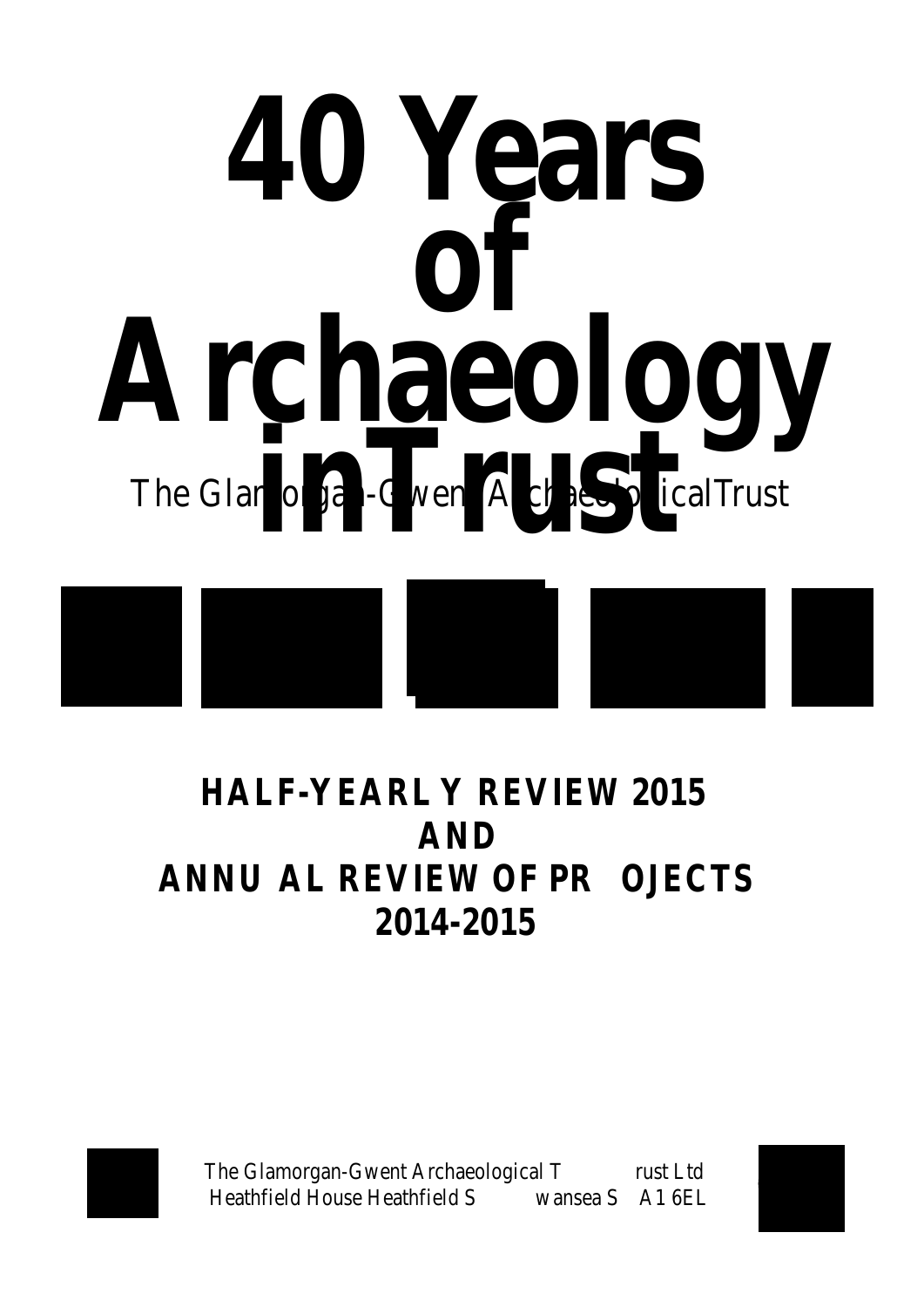# 40 Years of Archaeology in Trust

The Glamorgan-Gwent Archaeological Trust

## HALF-YEARLY REVIEW 2015 AND ANNUAL REVIEW OF PROJECTS 2014-2015

The Glamorgan-Gwent Archaeological Trust Ltd
Heathfield House Heathfield Swansea SA1 6EL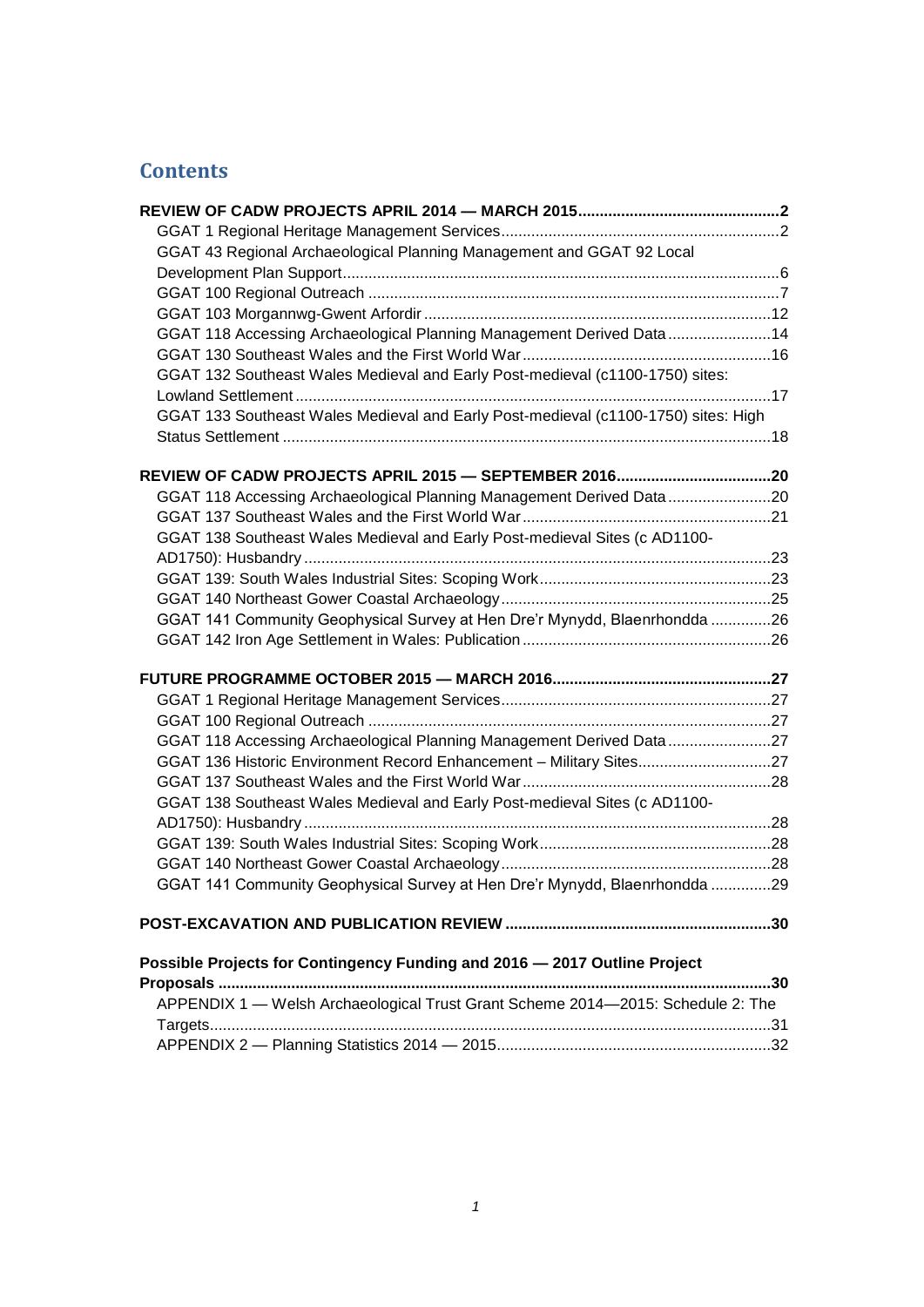# Contents

**REVIEW OF CADW PROJECTS APRIL 2014 — MARCH 2015 ... 2**

- GGAT 1 Regional Heritage Management Services ... 2
- GGAT 43 Regional Archaeological Planning Management and GGAT 92 Local Development Plan Support ... 6
- GGAT 100 Regional Outreach ... 7
- GGAT 103 Morgannwg-Gwent Arfordir ... 12
- GGAT 118 Accessing Archaeological Planning Management Derived Data ... 14
- GGAT 130 Southeast Wales and the First World War ... 16
- GGAT 132 Southeast Wales Medieval and Early Post-medieval (c1100-1750) sites: Lowland Settlement ... 17
- GGAT 133 Southeast Wales Medieval and Early Post-medieval (c1100-1750) sites: High Status Settlement ... 18

**REVIEW OF CADW PROJECTS APRIL 2015 — SEPTEMBER 2016 ... 20**

- GGAT 118 Accessing Archaeological Planning Management Derived Data ... 20
- GGAT 137 Southeast Wales and the First World War ... 21
- GGAT 138 Southeast Wales Medieval and Early Post-medieval Sites (c AD1100-AD1750): Husbandry ... 23
- GGAT 139: South Wales Industrial Sites: Scoping Work ... 23
- GGAT 140 Northeast Gower Coastal Archaeology ... 25
- GGAT 141 Community Geophysical Survey at Hen Dre'r Mynydd, Blaenrhondda ... 26
- GGAT 142 Iron Age Settlement in Wales: Publication ... 26

**FUTURE PROGRAMME OCTOBER 2015 — MARCH 2016 ... 27**

- GGAT 1 Regional Heritage Management Services ... 27
- GGAT 100 Regional Outreach ... 27
- GGAT 118 Accessing Archaeological Planning Management Derived Data ... 27
- GGAT 136 Historic Environment Record Enhancement – Military Sites ... 27
- GGAT 137 Southeast Wales and the First World War ... 28
- GGAT 138 Southeast Wales Medieval and Early Post-medieval Sites (c AD1100-AD1750): Husbandry ... 28
- GGAT 139: South Wales Industrial Sites: Scoping Work ... 28
- GGAT 140 Northeast Gower Coastal Archaeology ... 28
- GGAT 141 Community Geophysical Survey at Hen Dre'r Mynydd, Blaenrhondda ... 29

**POST-EXCAVATION AND PUBLICATION REVIEW ... 30**

**Possible Projects for Contingency Funding and 2016 — 2017 Outline Project Proposals ... 30**

- APPENDIX 1 — Welsh Archaeological Trust Grant Scheme 2014—2015: Schedule 2: The Targets ... 31
- APPENDIX 2 — Planning Statistics 2014 — 2015 ... 32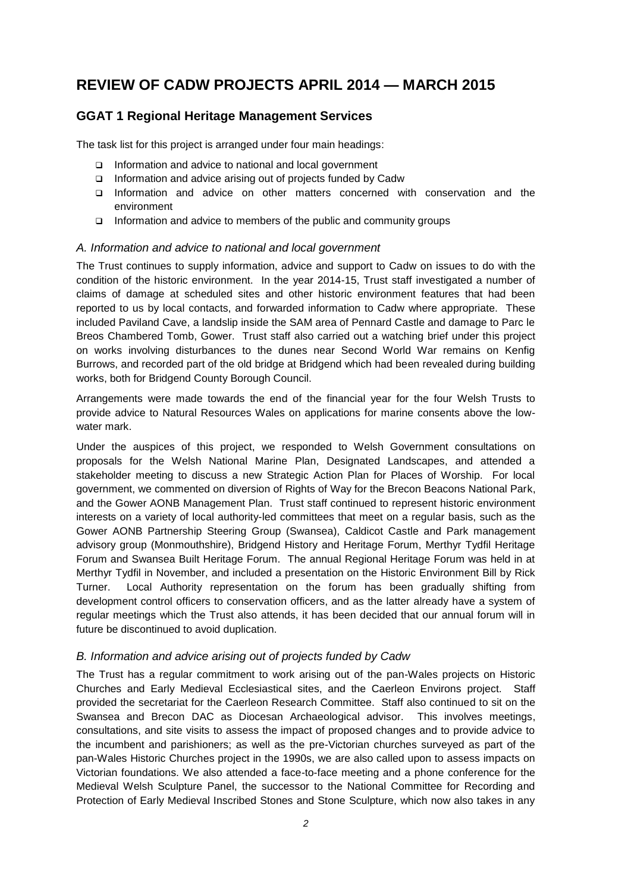# REVIEW OF CADW PROJECTS APRIL 2014 — MARCH 2015

## GGAT 1 Regional Heritage Management Services

The task list for this project is arranged under four main headings:

- Information and advice to national and local government
- Information and advice arising out of projects funded by Cadw
- Information and advice on other matters concerned with conservation and the environment
- Information and advice to members of the public and community groups

### *A. Information and advice to national and local government*

The Trust continues to supply information, advice and support to Cadw on issues to do with the condition of the historic environment. In the year 2014-15, Trust staff investigated a number of claims of damage at scheduled sites and other historic environment features that had been reported to us by local contacts, and forwarded information to Cadw where appropriate. These included Paviland Cave, a landslip inside the SAM area of Pennard Castle and damage to Parc le Breos Chambered Tomb, Gower. Trust staff also carried out a watching brief under this project on works involving disturbances to the dunes near Second World War remains on Kenfig Burrows, and recorded part of the old bridge at Bridgend which had been revealed during building works, both for Bridgend County Borough Council.

Arrangements were made towards the end of the financial year for the four Welsh Trusts to provide advice to Natural Resources Wales on applications for marine consents above the low-water mark.

Under the auspices of this project, we responded to Welsh Government consultations on proposals for the Welsh National Marine Plan, Designated Landscapes, and attended a stakeholder meeting to discuss a new Strategic Action Plan for Places of Worship. For local government, we commented on diversion of Rights of Way for the Brecon Beacons National Park, and the Gower AONB Management Plan. Trust staff continued to represent historic environment interests on a variety of local authority-led committees that meet on a regular basis, such as the Gower AONB Partnership Steering Group (Swansea), Caldicot Castle and Park management advisory group (Monmouthshire), Bridgend History and Heritage Forum, Merthyr Tydfil Heritage Forum and Swansea Built Heritage Forum. The annual Regional Heritage Forum was held in at Merthyr Tydfil in November, and included a presentation on the Historic Environment Bill by Rick Turner. Local Authority representation on the forum has been gradually shifting from development control officers to conservation officers, and as the latter already have a system of regular meetings which the Trust also attends, it has been decided that our annual forum will in future be discontinued to avoid duplication.

### *B. Information and advice arising out of projects funded by Cadw*

The Trust has a regular commitment to work arising out of the pan-Wales projects on Historic Churches and Early Medieval Ecclesiastical sites, and the Caerleon Environs project. Staff provided the secretariat for the Caerleon Research Committee. Staff also continued to sit on the Swansea and Brecon DAC as Diocesan Archaeological advisor. This involves meetings, consultations, and site visits to assess the impact of proposed changes and to provide advice to the incumbent and parishioners; as well as the pre-Victorian churches surveyed as part of the pan-Wales Historic Churches project in the 1990s, we are also called upon to assess impacts on Victorian foundations. We also attended a face-to-face meeting and a phone conference for the Medieval Welsh Sculpture Panel, the successor to the National Committee for Recording and Protection of Early Medieval Inscribed Stones and Stone Sculpture, which now also takes in any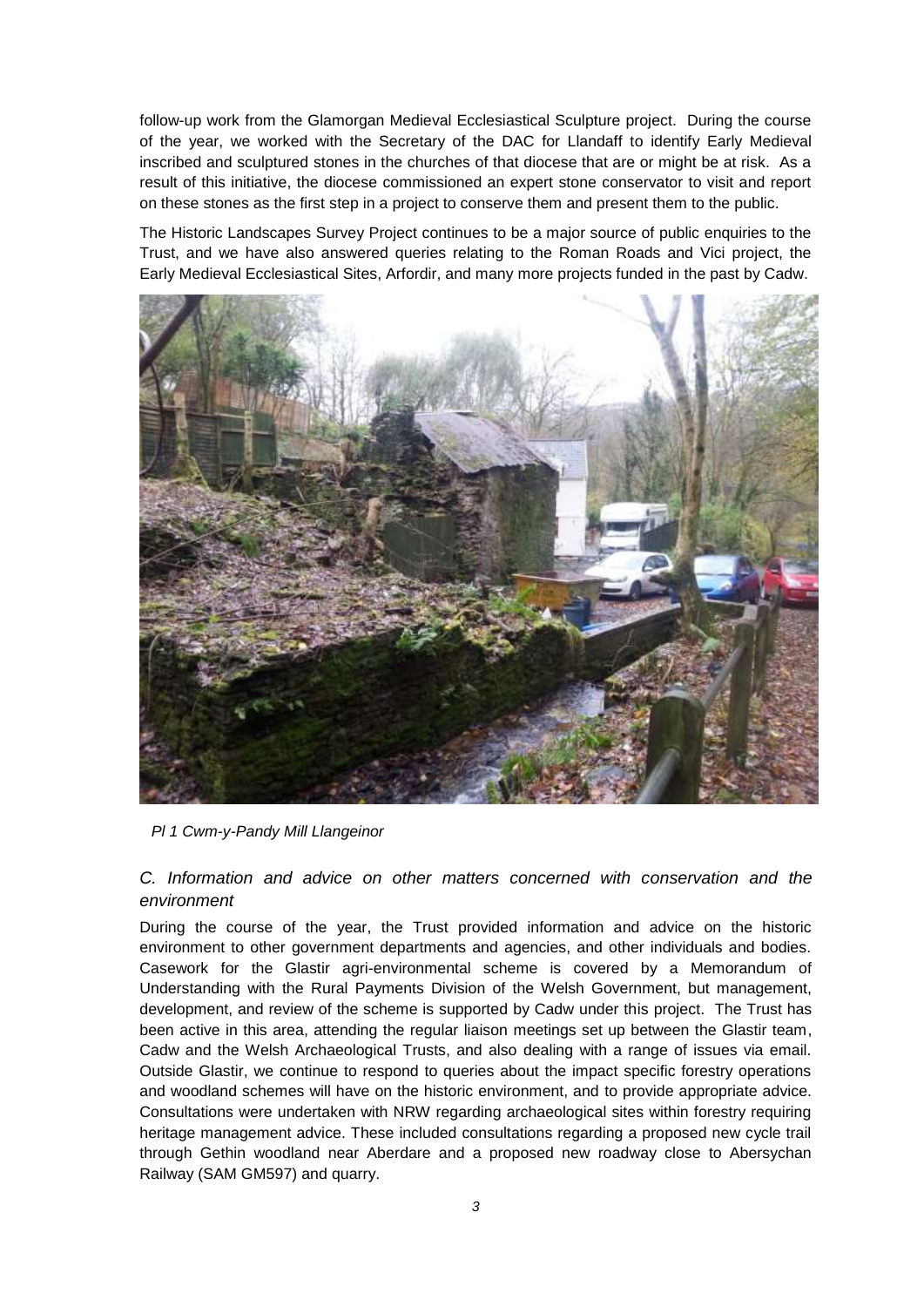follow-up work from the Glamorgan Medieval Ecclesiastical Sculpture project. During the course of the year, we worked with the Secretary of the DAC for Llandaff to identify Early Medieval inscribed and sculptured stones in the churches of that diocese that are or might be at risk. As a result of this initiative, the diocese commissioned an expert stone conservator to visit and report on these stones as the first step in a project to conserve them and present them to the public.

The Historic Landscapes Survey Project continues to be a major source of public enquiries to the Trust, and we have also answered queries relating to the Roman Roads and Vici project, the Early Medieval Ecclesiastical Sites, Arfordir, and many more projects funded in the past by Cadw.

*Pl 1 Cwm-y-Pandy Mill Llangeinor*

### *C. Information and advice on other matters concerned with conservation and the environment*

During the course of the year, the Trust provided information and advice on the historic environment to other government departments and agencies, and other individuals and bodies. Casework for the Glastir agri-environmental scheme is covered by a Memorandum of Understanding with the Rural Payments Division of the Welsh Government, but management, development, and review of the scheme is supported by Cadw under this project. The Trust has been active in this area, attending the regular liaison meetings set up between the Glastir team, Cadw and the Welsh Archaeological Trusts, and also dealing with a range of issues via email. Outside Glastir, we continue to respond to queries about the impact specific forestry operations and woodland schemes will have on the historic environment, and to provide appropriate advice. Consultations were undertaken with NRW regarding archaeological sites within forestry requiring heritage management advice. These included consultations regarding a proposed new cycle trail through Gethin woodland near Aberdare and a proposed new roadway close to Abersychan Railway (SAM GM597) and quarry.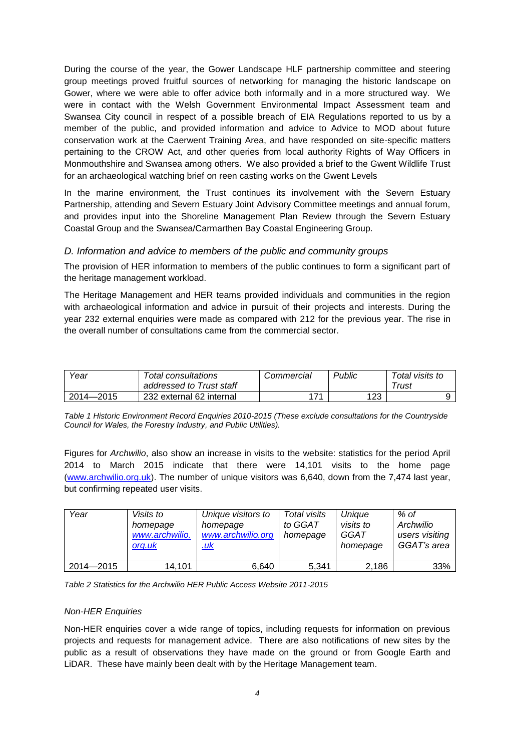During the course of the year, the Gower Landscape HLF partnership committee and steering group meetings proved fruitful sources of networking for managing the historic landscape on Gower, where we were able to offer advice both informally and in a more structured way. We were in contact with the Welsh Government Environmental Impact Assessment team and Swansea City council in respect of a possible breach of EIA Regulations reported to us by a member of the public, and provided information and advice to Advice to MOD about future conservation work at the Caerwent Training Area, and have responded on site-specific matters pertaining to the CROW Act, and other queries from local authority Rights of Way Officers in Monmouthshire and Swansea among others. We also provided a brief to the Gwent Wildlife Trust for an archaeological watching brief on reen casting works on the Gwent Levels

In the marine environment, the Trust continues its involvement with the Severn Estuary Partnership, attending and Severn Estuary Joint Advisory Committee meetings and annual forum, and provides input into the Shoreline Management Plan Review through the Severn Estuary Coastal Group and the Swansea/Carmarthen Bay Coastal Engineering Group.

### *D. Information and advice to members of the public and community groups*

The provision of HER information to members of the public continues to form a significant part of the heritage management workload.

The Heritage Management and HER teams provided individuals and communities in the region with archaeological information and advice in pursuit of their projects and interests. During the year 232 external enquiries were made as compared with 212 for the previous year. The rise in the overall number of consultations came from the commercial sector.

| *Year* | *Total consultations addressed to Trust staff* | *Commercial* | *Public* | *Total visits to Trust* |
|---|---|---|---|---|
| 2014—2015 | 232 external 62 internal | 171 | 123 | 9 |

*Table 1 Historic Environment Record Enquiries 2010-2015 (These exclude consultations for the Countryside Council for Wales, the Forestry Industry, and Public Utilities).*

Figures for *Archwilio*, also show an increase in visits to the website: statistics for the period April 2014 to March 2015 indicate that there were 14,101 visits to the home page (www.archwilio.org.uk). The number of unique visitors was 6,640, down from the 7,474 last year, but confirming repeated user visits.

| *Year* | *Visits to homepage www.archwilio.org.uk* | *Unique visitors to homepage www.archwilio.org.uk* | *Total visits to GGAT homepage* | *Unique visits to GGAT homepage* | *% of Archwilio users visiting GGAT's area* |
|---|---|---|---|---|---|
| 2014—2015 | 14,101 | 6,640 | 5,341 | 2,186 | 33% |

*Table 2 Statistics for the Archwilio HER Public Access Website 2011-2015*

*Non-HER Enquiries*

Non-HER enquiries cover a wide range of topics, including requests for information on previous projects and requests for management advice. There are also notifications of new sites by the public as a result of observations they have made on the ground or from Google Earth and LiDAR. These have mainly been dealt with by the Heritage Management team.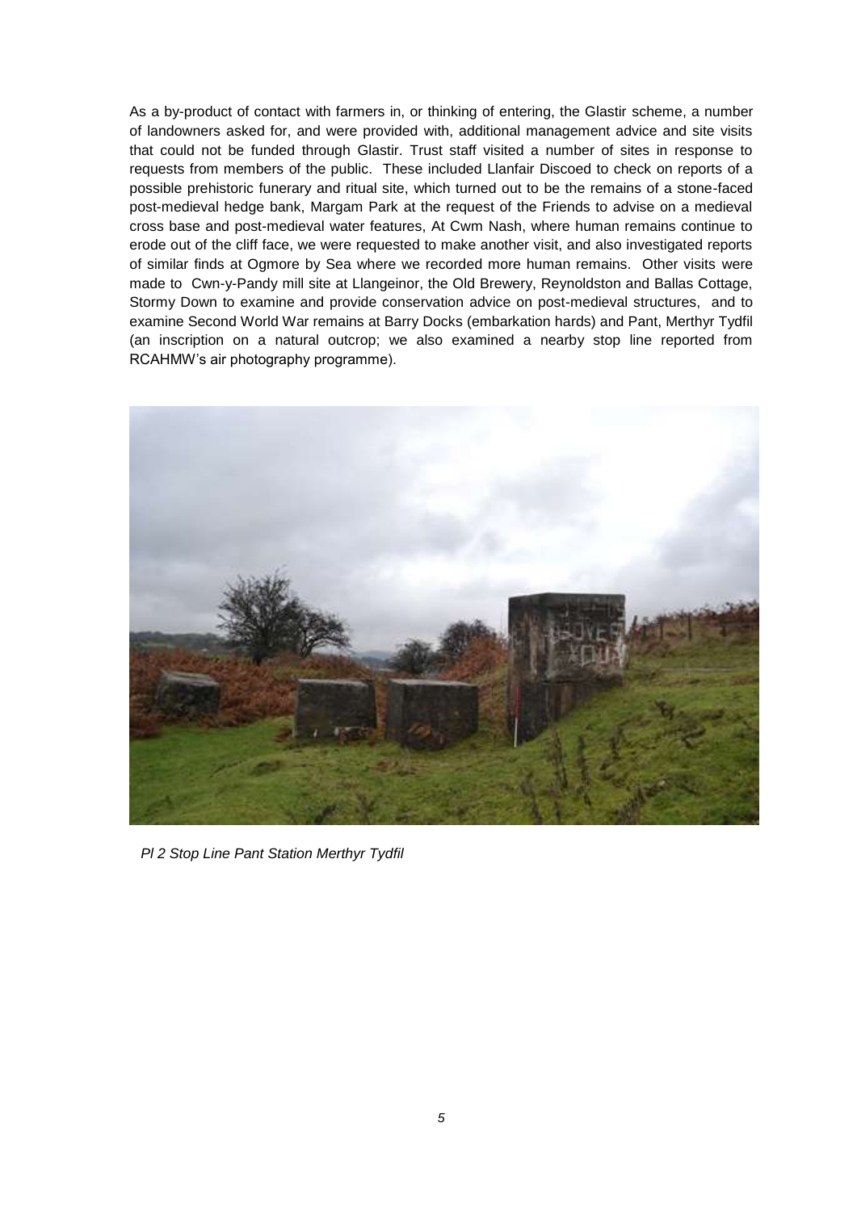As a by-product of contact with farmers in, or thinking of entering, the Glastir scheme, a number of landowners asked for, and were provided with, additional management advice and site visits that could not be funded through Glastir. Trust staff visited a number of sites in response to requests from members of the public. These included Llanfair Discoed to check on reports of a possible prehistoric funerary and ritual site, which turned out to be the remains of a stone-faced post-medieval hedge bank, Margam Park at the request of the Friends to advise on a medieval cross base and post-medieval water features, At Cwm Nash, where human remains continue to erode out of the cliff face, we were requested to make another visit, and also investigated reports of similar finds at Ogmore by Sea where we recorded more human remains. Other visits were made to Cwn-y-Pandy mill site at Llangeinor, the Old Brewery, Reynoldston and Ballas Cottage, Stormy Down to examine and provide conservation advice on post-medieval structures, and to examine Second World War remains at Barry Docks (embarkation hards) and Pant, Merthyr Tydfil (an inscription on a natural outcrop; we also examined a nearby stop line reported from RCAHMW's air photography programme).

*Pl 2 Stop Line Pant Station Merthyr Tydfil*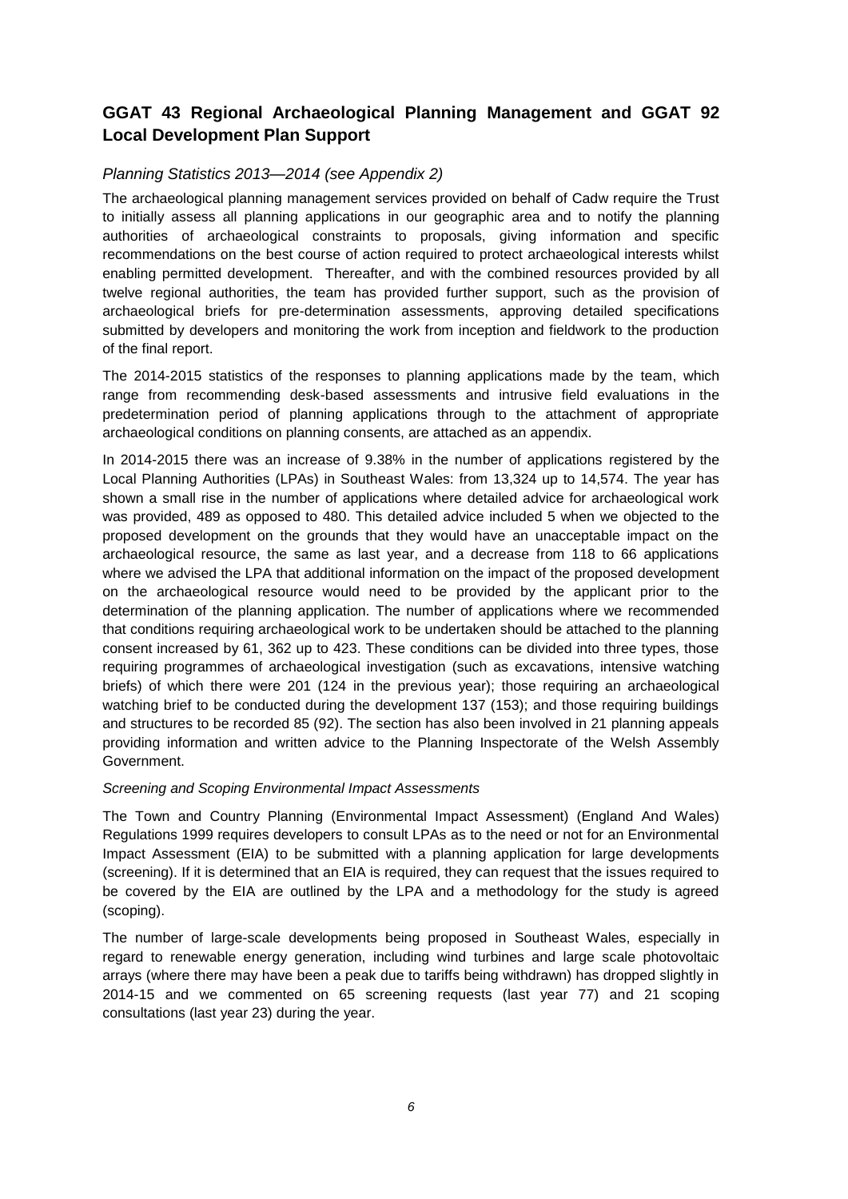## GGAT 43 Regional Archaeological Planning Management and GGAT 92 Local Development Plan Support

### *Planning Statistics 2013—2014 (see Appendix 2)*

The archaeological planning management services provided on behalf of Cadw require the Trust to initially assess all planning applications in our geographic area and to notify the planning authorities of archaeological constraints to proposals, giving information and specific recommendations on the best course of action required to protect archaeological interests whilst enabling permitted development. Thereafter, and with the combined resources provided by all twelve regional authorities, the team has provided further support, such as the provision of archaeological briefs for pre-determination assessments, approving detailed specifications submitted by developers and monitoring the work from inception and fieldwork to the production of the final report.

The 2014-2015 statistics of the responses to planning applications made by the team, which range from recommending desk-based assessments and intrusive field evaluations in the predetermination period of planning applications through to the attachment of appropriate archaeological conditions on planning consents, are attached as an appendix.

In 2014-2015 there was an increase of 9.38% in the number of applications registered by the Local Planning Authorities (LPAs) in Southeast Wales: from 13,324 up to 14,574. The year has shown a small rise in the number of applications where detailed advice for archaeological work was provided, 489 as opposed to 480. This detailed advice included 5 when we objected to the proposed development on the grounds that they would have an unacceptable impact on the archaeological resource, the same as last year, and a decrease from 118 to 66 applications where we advised the LPA that additional information on the impact of the proposed development on the archaeological resource would need to be provided by the applicant prior to the determination of the planning application. The number of applications where we recommended that conditions requiring archaeological work to be undertaken should be attached to the planning consent increased by 61, 362 up to 423. These conditions can be divided into three types, those requiring programmes of archaeological investigation (such as excavations, intensive watching briefs) of which there were 201 (124 in the previous year); those requiring an archaeological watching brief to be conducted during the development 137 (153); and those requiring buildings and structures to be recorded 85 (92). The section has also been involved in 21 planning appeals providing information and written advice to the Planning Inspectorate of the Welsh Assembly Government.

#### *Screening and Scoping Environmental Impact Assessments*

The Town and Country Planning (Environmental Impact Assessment) (England And Wales) Regulations 1999 requires developers to consult LPAs as to the need or not for an Environmental Impact Assessment (EIA) to be submitted with a planning application for large developments (screening). If it is determined that an EIA is required, they can request that the issues required to be covered by the EIA are outlined by the LPA and a methodology for the study is agreed (scoping).

The number of large-scale developments being proposed in Southeast Wales, especially in regard to renewable energy generation, including wind turbines and large scale photovoltaic arrays (where there may have been a peak due to tariffs being withdrawn) has dropped slightly in 2014-15 and we commented on 65 screening requests (last year 77) and 21 scoping consultations (last year 23) during the year.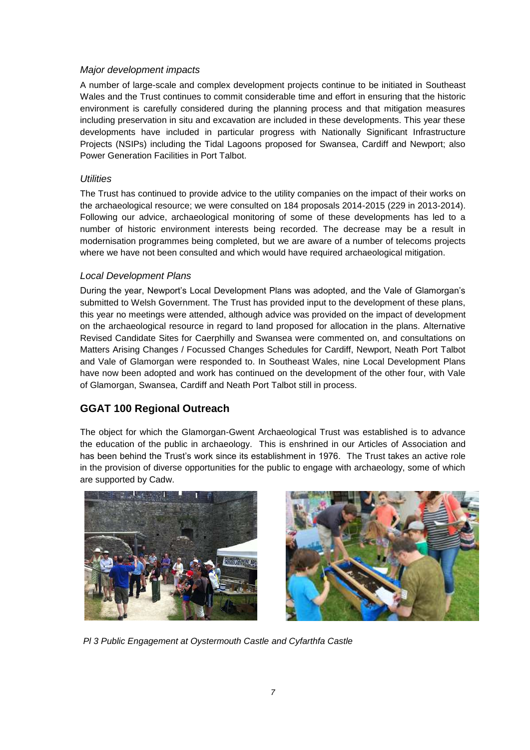### *Major development impacts*

A number of large-scale and complex development projects continue to be initiated in Southeast Wales and the Trust continues to commit considerable time and effort in ensuring that the historic environment is carefully considered during the planning process and that mitigation measures including preservation in situ and excavation are included in these developments. This year these developments have included in particular progress with Nationally Significant Infrastructure Projects (NSIPs) including the Tidal Lagoons proposed for Swansea, Cardiff and Newport; also Power Generation Facilities in Port Talbot.

### *Utilities*

The Trust has continued to provide advice to the utility companies on the impact of their works on the archaeological resource; we were consulted on 184 proposals 2014-2015 (229 in 2013-2014). Following our advice, archaeological monitoring of some of these developments has led to a number of historic environment interests being recorded. The decrease may be a result in modernisation programmes being completed, but we are aware of a number of telecoms projects where we have not been consulted and which would have required archaeological mitigation.

### *Local Development Plans*

During the year, Newport's Local Development Plans was adopted, and the Vale of Glamorgan's submitted to Welsh Government. The Trust has provided input to the development of these plans, this year no meetings were attended, although advice was provided on the impact of development on the archaeological resource in regard to land proposed for allocation in the plans. Alternative Revised Candidate Sites for Caerphilly and Swansea were commented on, and consultations on Matters Arising Changes / Focussed Changes Schedules for Cardiff, Newport, Neath Port Talbot and Vale of Glamorgan were responded to. In Southeast Wales, nine Local Development Plans have now been adopted and work has continued on the development of the other four, with Vale of Glamorgan, Swansea, Cardiff and Neath Port Talbot still in process.

## GGAT 100 Regional Outreach

The object for which the Glamorgan-Gwent Archaeological Trust was established is to advance the education of the public in archaeology. This is enshrined in our Articles of Association and has been behind the Trust's work since its establishment in 1976. The Trust takes an active role in the provision of diverse opportunities for the public to engage with archaeology, some of which are supported by Cadw.

*Pl 3 Public Engagement at Oystermouth Castle and Cyfarthfa Castle*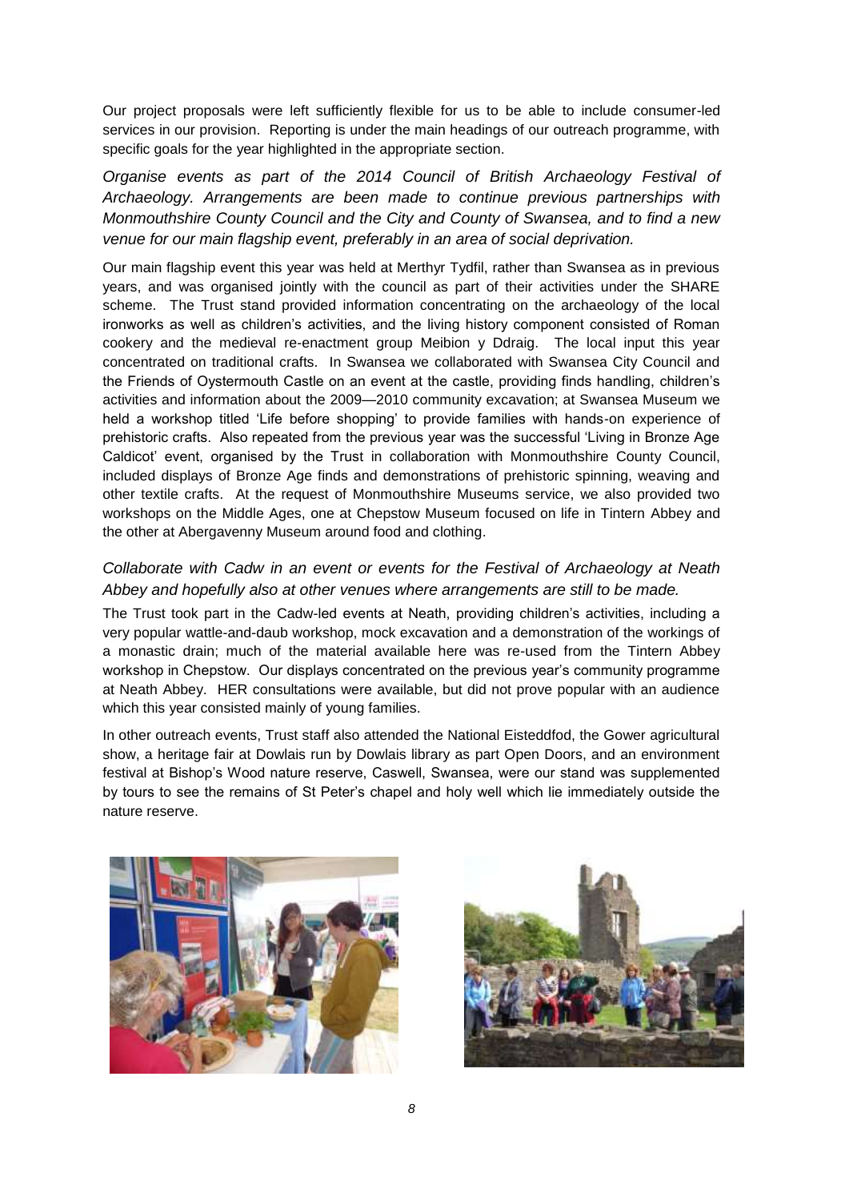Our project proposals were left sufficiently flexible for us to be able to include consumer-led services in our provision. Reporting is under the main headings of our outreach programme, with specific goals for the year highlighted in the appropriate section.

*Organise events as part of the 2014 Council of British Archaeology Festival of Archaeology. Arrangements are been made to continue previous partnerships with Monmouthshire County Council and the City and County of Swansea, and to find a new venue for our main flagship event, preferably in an area of social deprivation.*

Our main flagship event this year was held at Merthyr Tydfil, rather than Swansea as in previous years, and was organised jointly with the council as part of their activities under the SHARE scheme. The Trust stand provided information concentrating on the archaeology of the local ironworks as well as children's activities, and the living history component consisted of Roman cookery and the medieval re-enactment group Meibion y Ddraig. The local input this year concentrated on traditional crafts. In Swansea we collaborated with Swansea City Council and the Friends of Oystermouth Castle on an event at the castle, providing finds handling, children's activities and information about the 2009—2010 community excavation; at Swansea Museum we held a workshop titled 'Life before shopping' to provide families with hands-on experience of prehistoric crafts. Also repeated from the previous year was the successful 'Living in Bronze Age Caldicot' event, organised by the Trust in collaboration with Monmouthshire County Council, included displays of Bronze Age finds and demonstrations of prehistoric spinning, weaving and other textile crafts. At the request of Monmouthshire Museums service, we also provided two workshops on the Middle Ages, one at Chepstow Museum focused on life in Tintern Abbey and the other at Abergavenny Museum around food and clothing.

*Collaborate with Cadw in an event or events for the Festival of Archaeology at Neath Abbey and hopefully also at other venues where arrangements are still to be made.*

The Trust took part in the Cadw-led events at Neath, providing children's activities, including a very popular wattle-and-daub workshop, mock excavation and a demonstration of the workings of a monastic drain; much of the material available here was re-used from the Tintern Abbey workshop in Chepstow. Our displays concentrated on the previous year's community programme at Neath Abbey. HER consultations were available, but did not prove popular with an audience which this year consisted mainly of young families.

In other outreach events, Trust staff also attended the National Eisteddfod, the Gower agricultural show, a heritage fair at Dowlais run by Dowlais library as part Open Doors, and an environment festival at Bishop's Wood nature reserve, Caswell, Swansea, were our stand was supplemented by tours to see the remains of St Peter's chapel and holy well which lie immediately outside the nature reserve.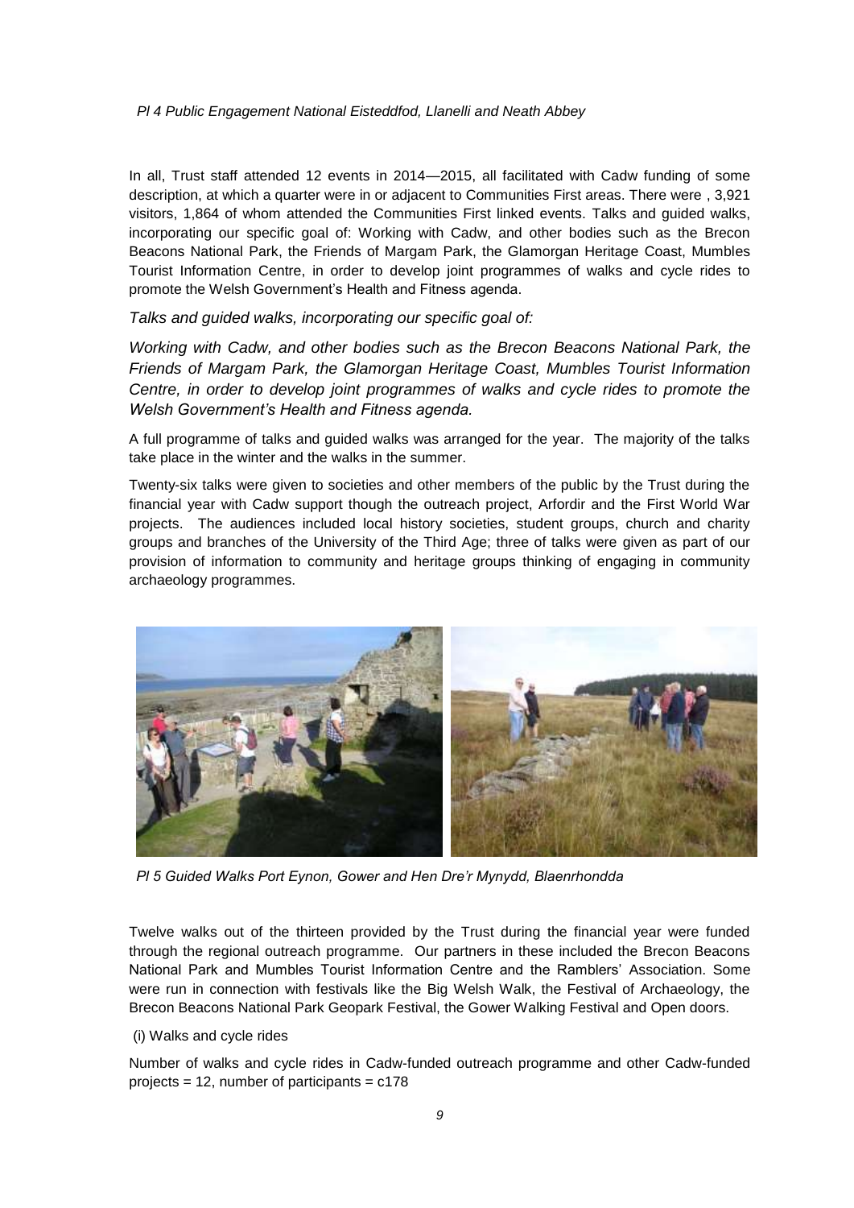*Pl 4 Public Engagement National Eisteddfod, Llanelli and Neath Abbey*

In all, Trust staff attended 12 events in 2014—2015, all facilitated with Cadw funding of some description, at which a quarter were in or adjacent to Communities First areas. There were , 3,921 visitors, 1,864 of whom attended the Communities First linked events. Talks and guided walks, incorporating our specific goal of: Working with Cadw, and other bodies such as the Brecon Beacons National Park, the Friends of Margam Park, the Glamorgan Heritage Coast, Mumbles Tourist Information Centre, in order to develop joint programmes of walks and cycle rides to promote the Welsh Government's Health and Fitness agenda.

*Talks and guided walks, incorporating our specific goal of:*

*Working with Cadw, and other bodies such as the Brecon Beacons National Park, the Friends of Margam Park, the Glamorgan Heritage Coast, Mumbles Tourist Information Centre, in order to develop joint programmes of walks and cycle rides to promote the Welsh Government's Health and Fitness agenda.*

A full programme of talks and guided walks was arranged for the year. The majority of the talks take place in the winter and the walks in the summer.

Twenty-six talks were given to societies and other members of the public by the Trust during the financial year with Cadw support though the outreach project, Arfordir and the First World War projects. The audiences included local history societies, student groups, church and charity groups and branches of the University of the Third Age; three of talks were given as part of our provision of information to community and heritage groups thinking of engaging in community archaeology programmes.

*Pl 5 Guided Walks Port Eynon, Gower and Hen Dre'r Mynydd, Blaenrhondda*

Twelve walks out of the thirteen provided by the Trust during the financial year were funded through the regional outreach programme. Our partners in these included the Brecon Beacons National Park and Mumbles Tourist Information Centre and the Ramblers' Association. Some were run in connection with festivals like the Big Welsh Walk, the Festival of Archaeology, the Brecon Beacons National Park Geopark Festival, the Gower Walking Festival and Open doors.

(i) Walks and cycle rides

Number of walks and cycle rides in Cadw-funded outreach programme and other Cadw-funded projects = 12, number of participants = c178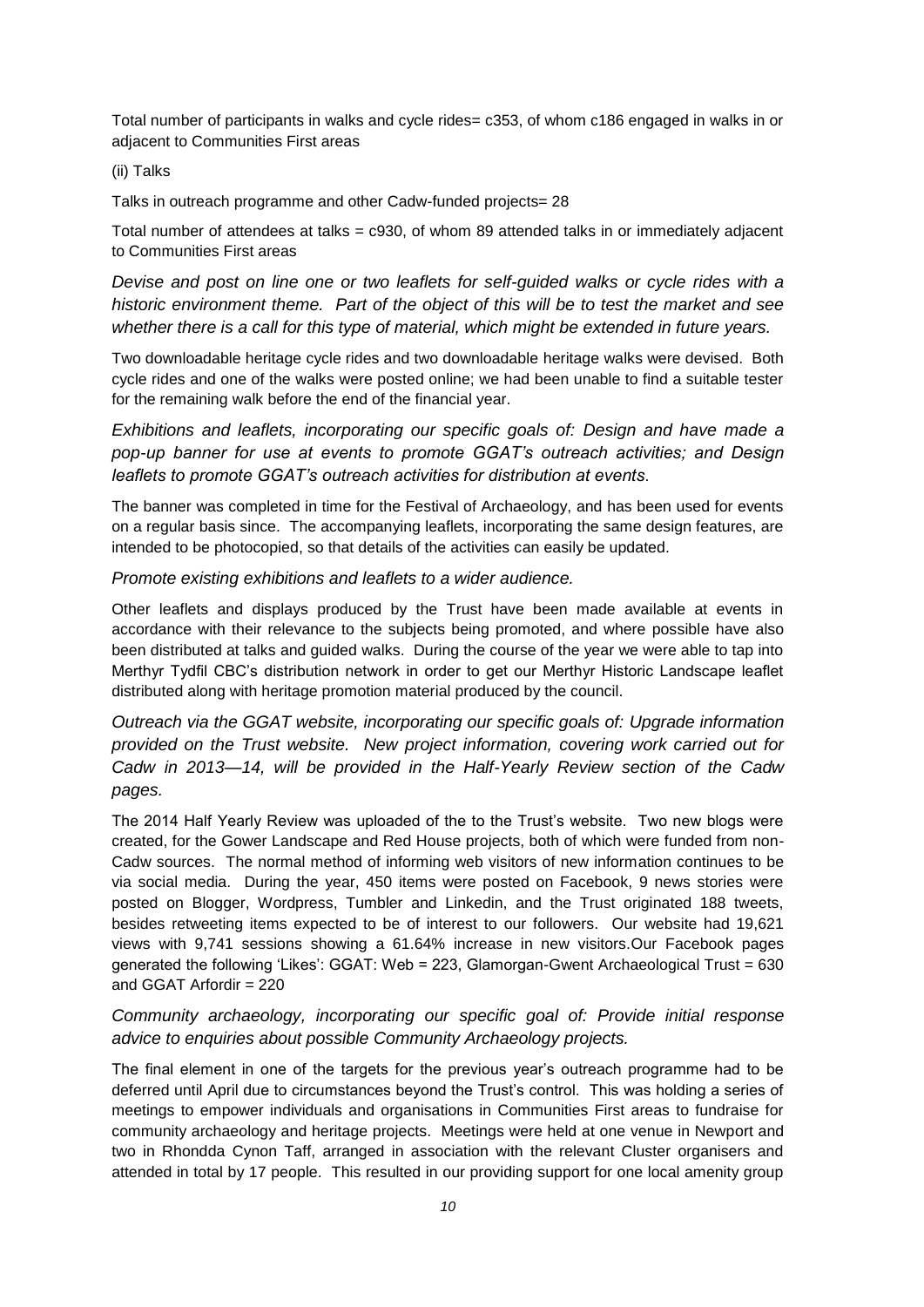Total number of participants in walks and cycle rides= c353, of whom c186 engaged in walks in or adjacent to Communities First areas

(ii) Talks

Talks in outreach programme and other Cadw-funded projects= 28

Total number of attendees at talks = c930, of whom 89 attended talks in or immediately adjacent to Communities First areas

*Devise and post on line one or two leaflets for self-guided walks or cycle rides with a historic environment theme. Part of the object of this will be to test the market and see whether there is a call for this type of material, which might be extended in future years.*

Two downloadable heritage cycle rides and two downloadable heritage walks were devised. Both cycle rides and one of the walks were posted online; we had been unable to find a suitable tester for the remaining walk before the end of the financial year.

*Exhibitions and leaflets, incorporating our specific goals of: Design and have made a pop-up banner for use at events to promote GGAT's outreach activities; and Design leaflets to promote GGAT's outreach activities for distribution at events.*

The banner was completed in time for the Festival of Archaeology, and has been used for events on a regular basis since. The accompanying leaflets, incorporating the same design features, are intended to be photocopied, so that details of the activities can easily be updated.

*Promote existing exhibitions and leaflets to a wider audience.*

Other leaflets and displays produced by the Trust have been made available at events in accordance with their relevance to the subjects being promoted, and where possible have also been distributed at talks and guided walks. During the course of the year we were able to tap into Merthyr Tydfil CBC's distribution network in order to get our Merthyr Historic Landscape leaflet distributed along with heritage promotion material produced by the council.

*Outreach via the GGAT website, incorporating our specific goals of: Upgrade information provided on the Trust website. New project information, covering work carried out for Cadw in 2013—14, will be provided in the Half-Yearly Review section of the Cadw pages.*

The 2014 Half Yearly Review was uploaded of the to the Trust's website. Two new blogs were created, for the Gower Landscape and Red House projects, both of which were funded from non-Cadw sources. The normal method of informing web visitors of new information continues to be via social media. During the year, 450 items were posted on Facebook, 9 news stories were posted on Blogger, Wordpress, Tumbler and Linkedin, and the Trust originated 188 tweets, besides retweeting items expected to be of interest to our followers. Our website had 19,621 views with 9,741 sessions showing a 61.64% increase in new visitors.Our Facebook pages generated the following 'Likes': GGAT: Web = 223, Glamorgan-Gwent Archaeological Trust = 630 and GGAT Arfordir = 220

*Community archaeology, incorporating our specific goal of: Provide initial response advice to enquiries about possible Community Archaeology projects.*

The final element in one of the targets for the previous year's outreach programme had to be deferred until April due to circumstances beyond the Trust's control. This was holding a series of meetings to empower individuals and organisations in Communities First areas to fundraise for community archaeology and heritage projects. Meetings were held at one venue in Newport and two in Rhondda Cynon Taff, arranged in association with the relevant Cluster organisers and attended in total by 17 people. This resulted in our providing support for one local amenity group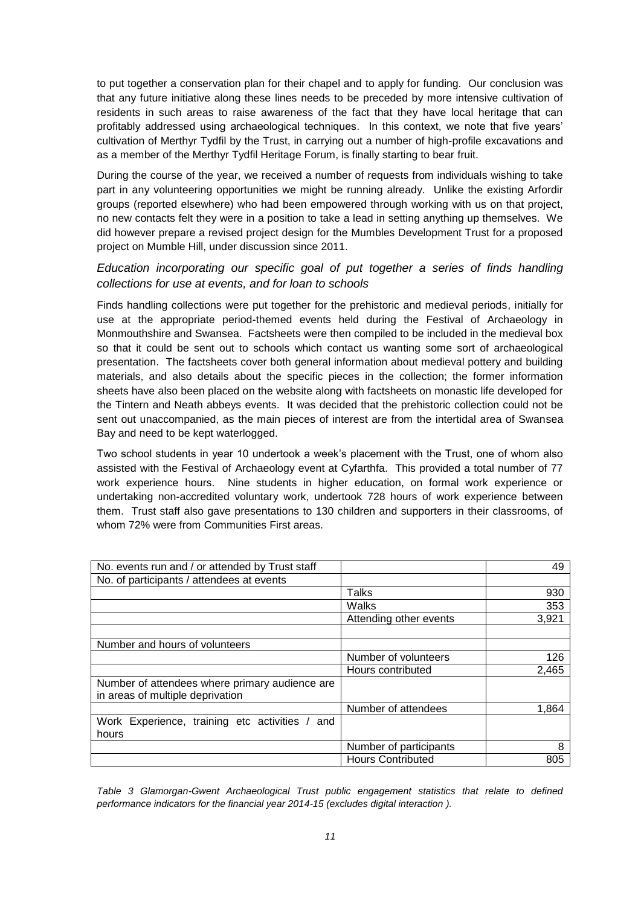to put together a conservation plan for their chapel and to apply for funding. Our conclusion was that any future initiative along these lines needs to be preceded by more intensive cultivation of residents in such areas to raise awareness of the fact that they have local heritage that can profitably addressed using archaeological techniques. In this context, we note that five years' cultivation of Merthyr Tydfil by the Trust, in carrying out a number of high-profile excavations and as a member of the Merthyr Tydfil Heritage Forum, is finally starting to bear fruit.

During the course of the year, we received a number of requests from individuals wishing to take part in any volunteering opportunities we might be running already. Unlike the existing Arfordir groups (reported elsewhere) who had been empowered through working with us on that project, no new contacts felt they were in a position to take a lead in setting anything up themselves. We did however prepare a revised project design for the Mumbles Development Trust for a proposed project on Mumble Hill, under discussion since 2011.

*Education incorporating our specific goal of put together a series of finds handling collections for use at events, and for loan to schools*

Finds handling collections were put together for the prehistoric and medieval periods, initially for use at the appropriate period-themed events held during the Festival of Archaeology in Monmouthshire and Swansea. Factsheets were then compiled to be included in the medieval box so that it could be sent out to schools which contact us wanting some sort of archaeological presentation. The factsheets cover both general information about medieval pottery and building materials, and also details about the specific pieces in the collection; the former information sheets have also been placed on the website along with factsheets on monastic life developed for the Tintern and Neath abbeys events. It was decided that the prehistoric collection could not be sent out unaccompanied, as the main pieces of interest are from the intertidal area of Swansea Bay and need to be kept waterlogged.

Two school students in year 10 undertook a week's placement with the Trust, one of whom also assisted with the Festival of Archaeology event at Cyfarthfa. This provided a total number of 77 work experience hours. Nine students in higher education, on formal work experience or undertaking non-accredited voluntary work, undertook 728 hours of work experience between them. Trust staff also gave presentations to 130 children and supporters in their classrooms, of whom 72% were from Communities First areas.

| No. events run and / or attended by Trust staff | | 49 |
|---|---|---|
| No. of participants / attendees at events | | |
| | Talks | 930 |
| | Walks | 353 |
| | Attending other events | 3,921 |
| | | |
| Number and hours of volunteers | | |
| | Number of volunteers | 126 |
| | Hours contributed | 2,465 |
| Number of attendees where primary audience are in areas of multiple deprivation | | |
| | Number of attendees | 1,864 |
| Work Experience, training etc activities / and hours | | |
| | Number of participants | 8 |
| | Hours Contributed | 805 |

*Table 3 Glamorgan-Gwent Archaeological Trust public engagement statistics that relate to defined performance indicators for the financial year 2014-15 (excludes digital interaction ).*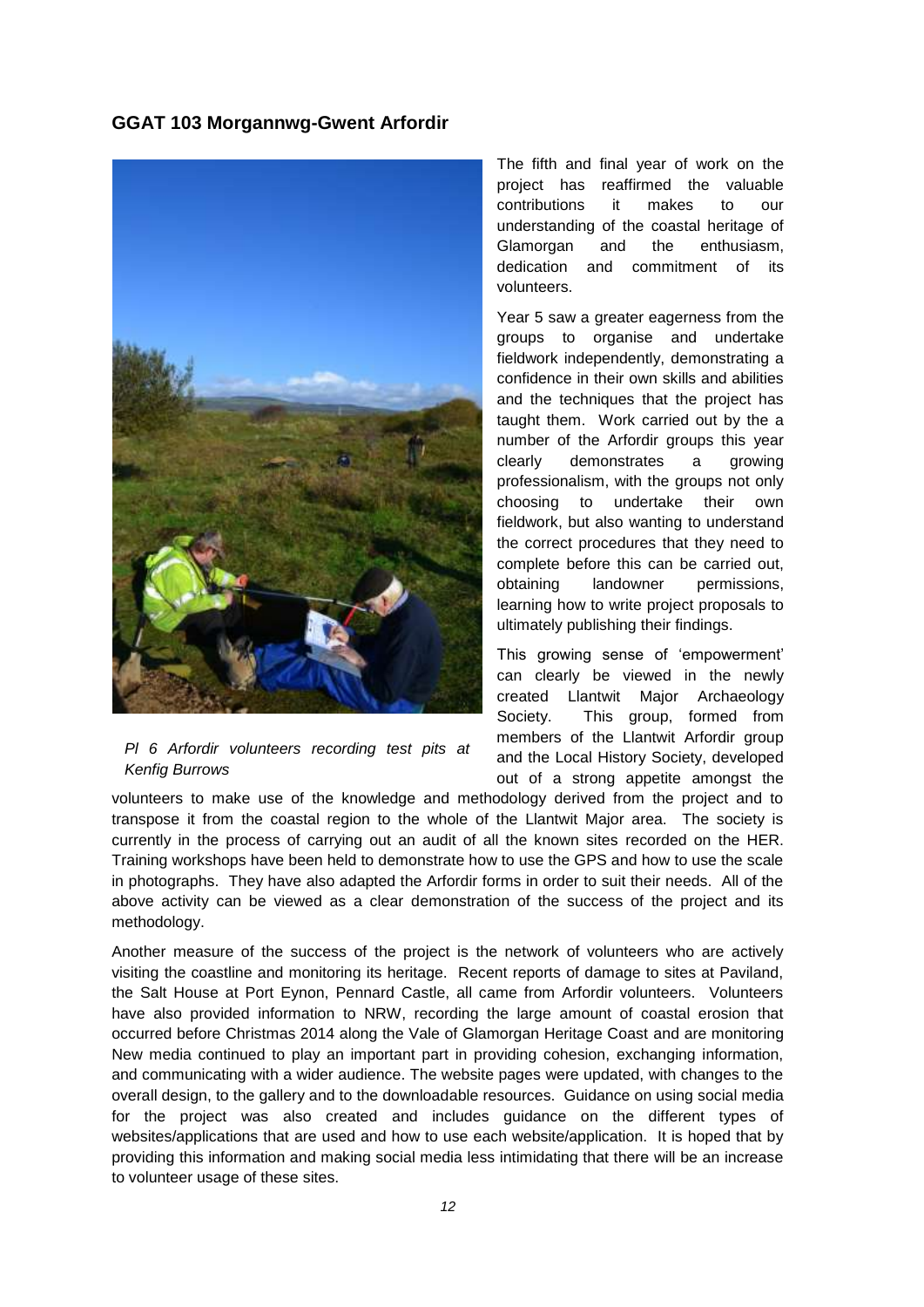## GGAT 103 Morgannwg-Gwent Arfordir

*Pl 6 Arfordir volunteers recording test pits at Kenfig Burrows*

The fifth and final year of work on the project has reaffirmed the valuable contributions it makes to our understanding of the coastal heritage of Glamorgan and the enthusiasm, dedication and commitment of its volunteers.

Year 5 saw a greater eagerness from the groups to organise and undertake fieldwork independently, demonstrating a confidence in their own skills and abilities and the techniques that the project has taught them. Work carried out by the a number of the Arfordir groups this year clearly demonstrates a growing professionalism, with the groups not only choosing to undertake their own fieldwork, but also wanting to understand the correct procedures that they need to complete before this can be carried out, obtaining landowner permissions, learning how to write project proposals to ultimately publishing their findings.

This growing sense of 'empowerment' can clearly be viewed in the newly created Llantwit Major Archaeology Society. This group, formed from members of the Llantwit Arfordir group and the Local History Society, developed out of a strong appetite amongst the volunteers to make use of the knowledge and methodology derived from the project and to transpose it from the coastal region to the whole of the Llantwit Major area. The society is currently in the process of carrying out an audit of all the known sites recorded on the HER. Training workshops have been held to demonstrate how to use the GPS and how to use the scale in photographs. They have also adapted the Arfordir forms in order to suit their needs. All of the above activity can be viewed as a clear demonstration of the success of the project and its methodology.

Another measure of the success of the project is the network of volunteers who are actively visiting the coastline and monitoring its heritage. Recent reports of damage to sites at Paviland, the Salt House at Port Eynon, Pennard Castle, all came from Arfordir volunteers. Volunteers have also provided information to NRW, recording the large amount of coastal erosion that occurred before Christmas 2014 along the Vale of Glamorgan Heritage Coast and are monitoring New media continued to play an important part in providing cohesion, exchanging information, and communicating with a wider audience. The website pages were updated, with changes to the overall design, to the gallery and to the downloadable resources. Guidance on using social media for the project was also created and includes guidance on the different types of websites/applications that are used and how to use each website/application. It is hoped that by providing this information and making social media less intimidating that there will be an increase to volunteer usage of these sites.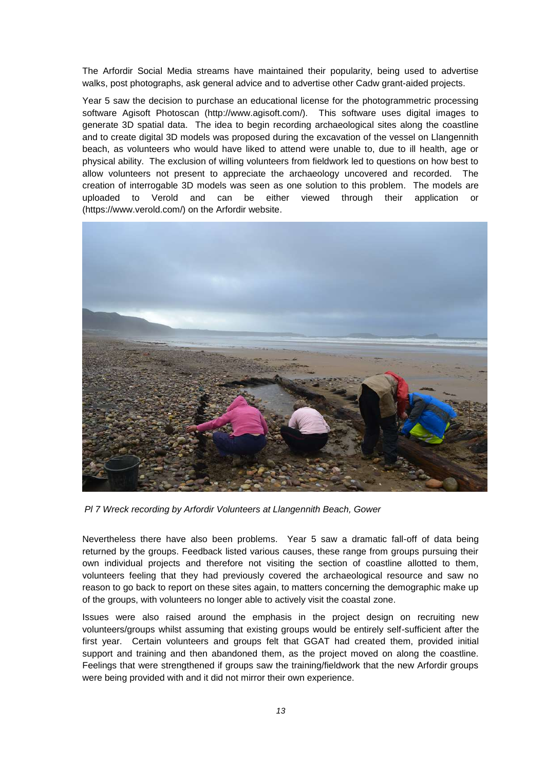The Arfordir Social Media streams have maintained their popularity, being used to advertise walks, post photographs, ask general advice and to advertise other Cadw grant-aided projects.

Year 5 saw the decision to purchase an educational license for the photogrammetric processing software Agisoft Photoscan (http://www.agisoft.com/). This software uses digital images to generate 3D spatial data. The idea to begin recording archaeological sites along the coastline and to create digital 3D models was proposed during the excavation of the vessel on Llangennith beach, as volunteers who would have liked to attend were unable to, due to ill health, age or physical ability. The exclusion of willing volunteers from fieldwork led to questions on how best to allow volunteers not present to appreciate the archaeology uncovered and recorded. The creation of interrogable 3D models was seen as one solution to this problem. The models are uploaded to Verold and can be either viewed through their application or (https://www.verold.com/) on the Arfordir website.

*Pl 7 Wreck recording by Arfordir Volunteers at Llangennith Beach, Gower*

Nevertheless there have also been problems. Year 5 saw a dramatic fall-off of data being returned by the groups. Feedback listed various causes, these range from groups pursuing their own individual projects and therefore not visiting the section of coastline allotted to them, volunteers feeling that they had previously covered the archaeological resource and saw no reason to go back to report on these sites again, to matters concerning the demographic make up of the groups, with volunteers no longer able to actively visit the coastal zone.

Issues were also raised around the emphasis in the project design on recruiting new volunteers/groups whilst assuming that existing groups would be entirely self-sufficient after the first year. Certain volunteers and groups felt that GGAT had created them, provided initial support and training and then abandoned them, as the project moved on along the coastline. Feelings that were strengthened if groups saw the training/fieldwork that the new Arfordir groups were being provided with and it did not mirror their own experience.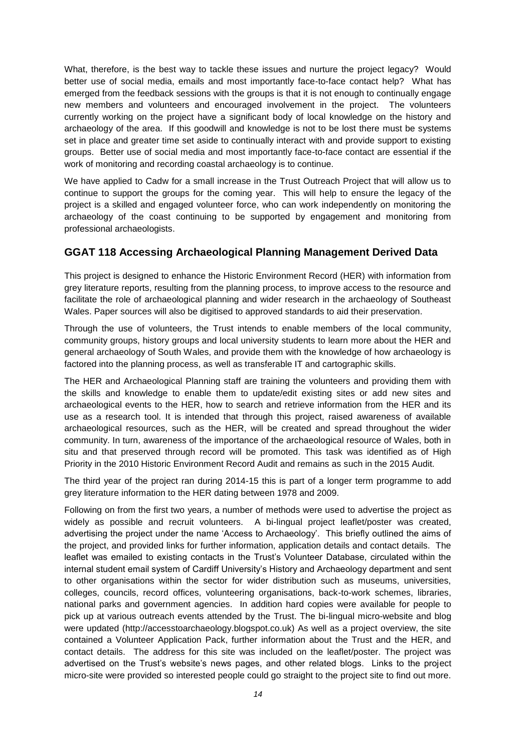What, therefore, is the best way to tackle these issues and nurture the project legacy? Would better use of social media, emails and most importantly face-to-face contact help? What has emerged from the feedback sessions with the groups is that it is not enough to continually engage new members and volunteers and encouraged involvement in the project. The volunteers currently working on the project have a significant body of local knowledge on the history and archaeology of the area. If this goodwill and knowledge is not to be lost there must be systems set in place and greater time set aside to continually interact with and provide support to existing groups. Better use of social media and most importantly face-to-face contact are essential if the work of monitoring and recording coastal archaeology is to continue.

We have applied to Cadw for a small increase in the Trust Outreach Project that will allow us to continue to support the groups for the coming year. This will help to ensure the legacy of the project is a skilled and engaged volunteer force, who can work independently on monitoring the archaeology of the coast continuing to be supported by engagement and monitoring from professional archaeologists.

## GGAT 118 Accessing Archaeological Planning Management Derived Data

This project is designed to enhance the Historic Environment Record (HER) with information from grey literature reports, resulting from the planning process, to improve access to the resource and facilitate the role of archaeological planning and wider research in the archaeology of Southeast Wales. Paper sources will also be digitised to approved standards to aid their preservation.

Through the use of volunteers, the Trust intends to enable members of the local community, community groups, history groups and local university students to learn more about the HER and general archaeology of South Wales, and provide them with the knowledge of how archaeology is factored into the planning process, as well as transferable IT and cartographic skills.

The HER and Archaeological Planning staff are training the volunteers and providing them with the skills and knowledge to enable them to update/edit existing sites or add new sites and archaeological events to the HER, how to search and retrieve information from the HER and its use as a research tool. It is intended that through this project, raised awareness of available archaeological resources, such as the HER, will be created and spread throughout the wider community. In turn, awareness of the importance of the archaeological resource of Wales, both in situ and that preserved through record will be promoted. This task was identified as of High Priority in the 2010 Historic Environment Record Audit and remains as such in the 2015 Audit.

The third year of the project ran during 2014-15 this is part of a longer term programme to add grey literature information to the HER dating between 1978 and 2009.

Following on from the first two years, a number of methods were used to advertise the project as widely as possible and recruit volunteers. A bi-lingual project leaflet/poster was created, advertising the project under the name 'Access to Archaeology'. This briefly outlined the aims of the project, and provided links for further information, application details and contact details. The leaflet was emailed to existing contacts in the Trust's Volunteer Database, circulated within the internal student email system of Cardiff University's History and Archaeology department and sent to other organisations within the sector for wider distribution such as museums, universities, colleges, councils, record offices, volunteering organisations, back-to-work schemes, libraries, national parks and government agencies. In addition hard copies were available for people to pick up at various outreach events attended by the Trust. The bi-lingual micro-website and blog were updated (http://accesstoarchaeology.blogspot.co.uk) As well as a project overview, the site contained a Volunteer Application Pack, further information about the Trust and the HER, and contact details. The address for this site was included on the leaflet/poster. The project was advertised on the Trust's website's news pages, and other related blogs. Links to the project micro-site were provided so interested people could go straight to the project site to find out more.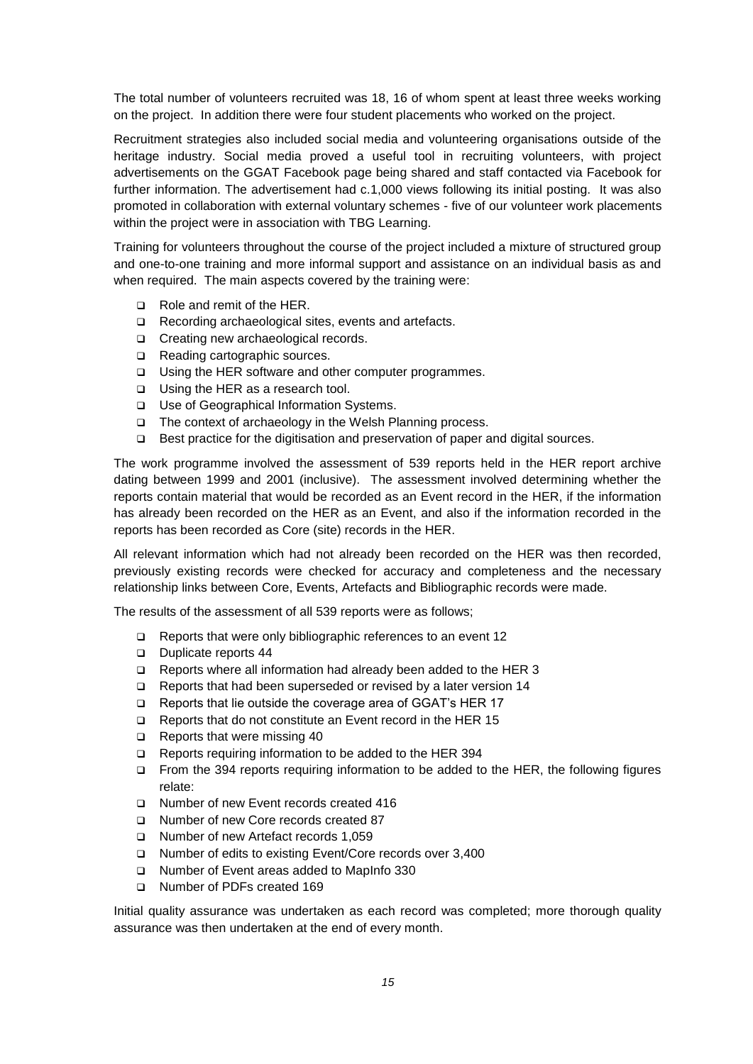The total number of volunteers recruited was 18, 16 of whom spent at least three weeks working on the project. In addition there were four student placements who worked on the project.

Recruitment strategies also included social media and volunteering organisations outside of the heritage industry. Social media proved a useful tool in recruiting volunteers, with project advertisements on the GGAT Facebook page being shared and staff contacted via Facebook for further information. The advertisement had c.1,000 views following its initial posting. It was also promoted in collaboration with external voluntary schemes - five of our volunteer work placements within the project were in association with TBG Learning.

Training for volunteers throughout the course of the project included a mixture of structured group and one-to-one training and more informal support and assistance on an individual basis as and when required. The main aspects covered by the training were:

- Role and remit of the HER.
- Recording archaeological sites, events and artefacts.
- Creating new archaeological records.
- Reading cartographic sources.
- Using the HER software and other computer programmes.
- Using the HER as a research tool.
- Use of Geographical Information Systems.
- The context of archaeology in the Welsh Planning process.
- Best practice for the digitisation and preservation of paper and digital sources.

The work programme involved the assessment of 539 reports held in the HER report archive dating between 1999 and 2001 (inclusive). The assessment involved determining whether the reports contain material that would be recorded as an Event record in the HER, if the information has already been recorded on the HER as an Event, and also if the information recorded in the reports has been recorded as Core (site) records in the HER.

All relevant information which had not already been recorded on the HER was then recorded, previously existing records were checked for accuracy and completeness and the necessary relationship links between Core, Events, Artefacts and Bibliographic records were made.

The results of the assessment of all 539 reports were as follows;

- Reports that were only bibliographic references to an event 12
- Duplicate reports 44
- Reports where all information had already been added to the HER 3
- Reports that had been superseded or revised by a later version 14
- Reports that lie outside the coverage area of GGAT's HER 17
- Reports that do not constitute an Event record in the HER 15
- Reports that were missing 40
- Reports requiring information to be added to the HER 394
- From the 394 reports requiring information to be added to the HER, the following figures relate:
- Number of new Event records created 416
- Number of new Core records created 87
- Number of new Artefact records 1,059
- Number of edits to existing Event/Core records over 3,400
- Number of Event areas added to MapInfo 330
- Number of PDFs created 169

Initial quality assurance was undertaken as each record was completed; more thorough quality assurance was then undertaken at the end of every month.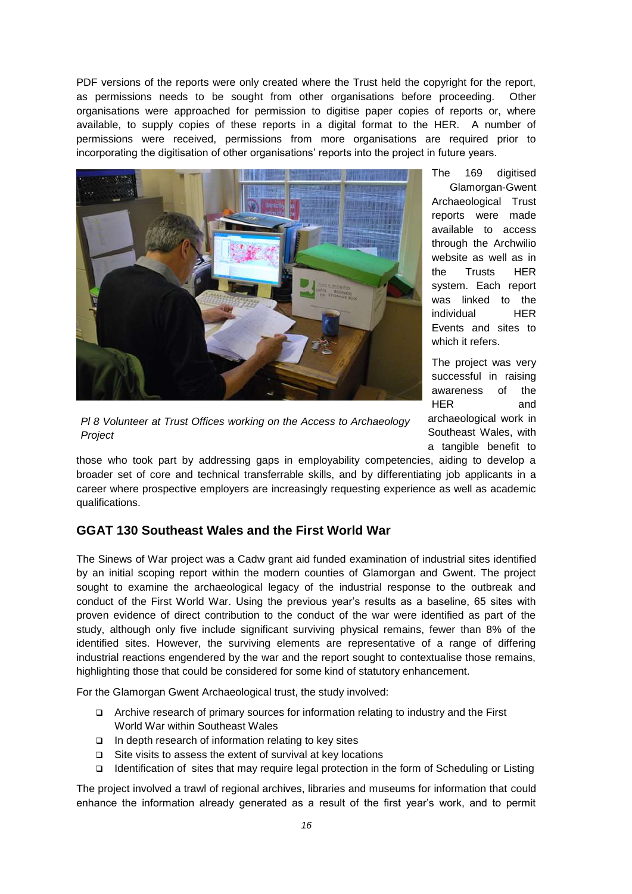PDF versions of the reports were only created where the Trust held the copyright for the report, as permissions needs to be sought from other organisations before proceeding. Other organisations were approached for permission to digitise paper copies of reports or, where available, to supply copies of these reports in a digital format to the HER. A number of permissions were received, permissions from more organisations are required prior to incorporating the digitisation of other organisations' reports into the project in future years.

*Pl 8 Volunteer at Trust Offices working on the Access to Archaeology Project*

The 169 digitised Glamorgan-Gwent Archaeological Trust reports were made available to access through the Archwilio website as well as in the Trusts HER system. Each report was linked to the individual HER Events and sites to which it refers.

The project was very successful in raising awareness of the HER and archaeological work in Southeast Wales, with a tangible benefit to those who took part by addressing gaps in employability competencies, aiding to develop a broader set of core and technical transferrable skills, and by differentiating job applicants in a career where prospective employers are increasingly requesting experience as well as academic qualifications.

## GGAT 130 Southeast Wales and the First World War

The Sinews of War project was a Cadw grant aid funded examination of industrial sites identified by an initial scoping report within the modern counties of Glamorgan and Gwent. The project sought to examine the archaeological legacy of the industrial response to the outbreak and conduct of the First World War. Using the previous year's results as a baseline, 65 sites with proven evidence of direct contribution to the conduct of the war were identified as part of the study, although only five include significant surviving physical remains, fewer than 8% of the identified sites. However, the surviving elements are representative of a range of differing industrial reactions engendered by the war and the report sought to contextualise those remains, highlighting those that could be considered for some kind of statutory enhancement.

For the Glamorgan Gwent Archaeological trust, the study involved:

- Archive research of primary sources for information relating to industry and the First World War within Southeast Wales
- In depth research of information relating to key sites
- Site visits to assess the extent of survival at key locations
- Identification of sites that may require legal protection in the form of Scheduling or Listing

The project involved a trawl of regional archives, libraries and museums for information that could enhance the information already generated as a result of the first year's work, and to permit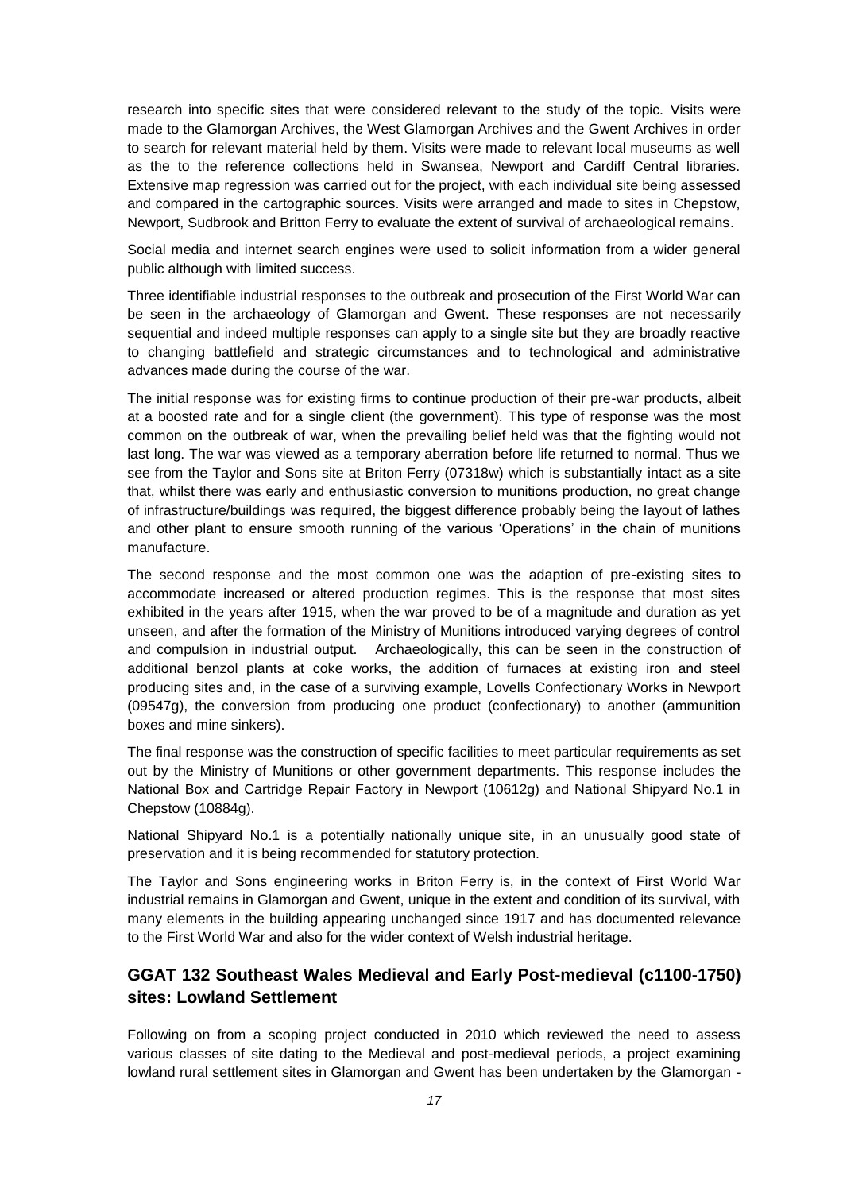research into specific sites that were considered relevant to the study of the topic. Visits were made to the Glamorgan Archives, the West Glamorgan Archives and the Gwent Archives in order to search for relevant material held by them. Visits were made to relevant local museums as well as the to the reference collections held in Swansea, Newport and Cardiff Central libraries. Extensive map regression was carried out for the project, with each individual site being assessed and compared in the cartographic sources. Visits were arranged and made to sites in Chepstow, Newport, Sudbrook and Britton Ferry to evaluate the extent of survival of archaeological remains.

Social media and internet search engines were used to solicit information from a wider general public although with limited success.

Three identifiable industrial responses to the outbreak and prosecution of the First World War can be seen in the archaeology of Glamorgan and Gwent. These responses are not necessarily sequential and indeed multiple responses can apply to a single site but they are broadly reactive to changing battlefield and strategic circumstances and to technological and administrative advances made during the course of the war.

The initial response was for existing firms to continue production of their pre-war products, albeit at a boosted rate and for a single client (the government). This type of response was the most common on the outbreak of war, when the prevailing belief held was that the fighting would not last long. The war was viewed as a temporary aberration before life returned to normal. Thus we see from the Taylor and Sons site at Briton Ferry (07318w) which is substantially intact as a site that, whilst there was early and enthusiastic conversion to munitions production, no great change of infrastructure/buildings was required, the biggest difference probably being the layout of lathes and other plant to ensure smooth running of the various 'Operations' in the chain of munitions manufacture.

The second response and the most common one was the adaption of pre-existing sites to accommodate increased or altered production regimes. This is the response that most sites exhibited in the years after 1915, when the war proved to be of a magnitude and duration as yet unseen, and after the formation of the Ministry of Munitions introduced varying degrees of control and compulsion in industrial output. Archaeologically, this can be seen in the construction of additional benzol plants at coke works, the addition of furnaces at existing iron and steel producing sites and, in the case of a surviving example, Lovells Confectionary Works in Newport (09547g), the conversion from producing one product (confectionary) to another (ammunition boxes and mine sinkers).

The final response was the construction of specific facilities to meet particular requirements as set out by the Ministry of Munitions or other government departments. This response includes the National Box and Cartridge Repair Factory in Newport (10612g) and National Shipyard No.1 in Chepstow (10884g).

National Shipyard No.1 is a potentially nationally unique site, in an unusually good state of preservation and it is being recommended for statutory protection.

The Taylor and Sons engineering works in Briton Ferry is, in the context of First World War industrial remains in Glamorgan and Gwent, unique in the extent and condition of its survival, with many elements in the building appearing unchanged since 1917 and has documented relevance to the First World War and also for the wider context of Welsh industrial heritage.

## GGAT 132 Southeast Wales Medieval and Early Post-medieval (c1100-1750) sites: Lowland Settlement

Following on from a scoping project conducted in 2010 which reviewed the need to assess various classes of site dating to the Medieval and post-medieval periods, a project examining lowland rural settlement sites in Glamorgan and Gwent has been undertaken by the Glamorgan -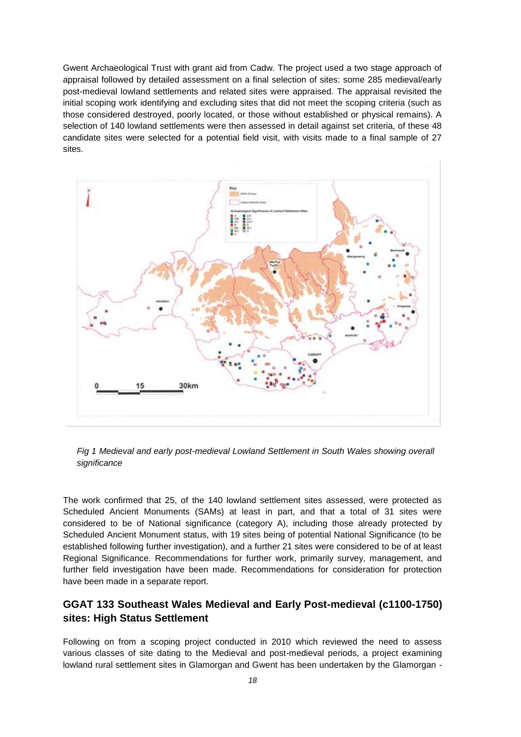Gwent Archaeological Trust with grant aid from Cadw. The project used a two stage approach of appraisal followed by detailed assessment on a final selection of sites: some 285 medieval/early post-medieval lowland settlements and related sites were appraised. The appraisal revisited the initial scoping work identifying and excluding sites that did not meet the scoping criteria (such as those considered destroyed, poorly located, or those without established or physical remains). A selection of 140 lowland settlements were then assessed in detail against set criteria, of these 48 candidate sites were selected for a potential field visit, with visits made to a final sample of 27 sites.

*Fig 1 Medieval and early post-medieval Lowland Settlement in South Wales showing overall significance*

The work confirmed that 25, of the 140 lowland settlement sites assessed, were protected as Scheduled Ancient Monuments (SAMs) at least in part, and that a total of 31 sites were considered to be of National significance (category A), including those already protected by Scheduled Ancient Monument status, with 19 sites being of potential National Significance (to be established following further investigation), and a further 21 sites were considered to be of at least Regional Significance. Recommendations for further work, primarily survey, management, and further field investigation have been made. Recommendations for consideration for protection have been made in a separate report.

## GGAT 133 Southeast Wales Medieval and Early Post-medieval (c1100-1750) sites: High Status Settlement

Following on from a scoping project conducted in 2010 which reviewed the need to assess various classes of site dating to the Medieval and post-medieval periods, a project examining lowland rural settlement sites in Glamorgan and Gwent has been undertaken by the Glamorgan -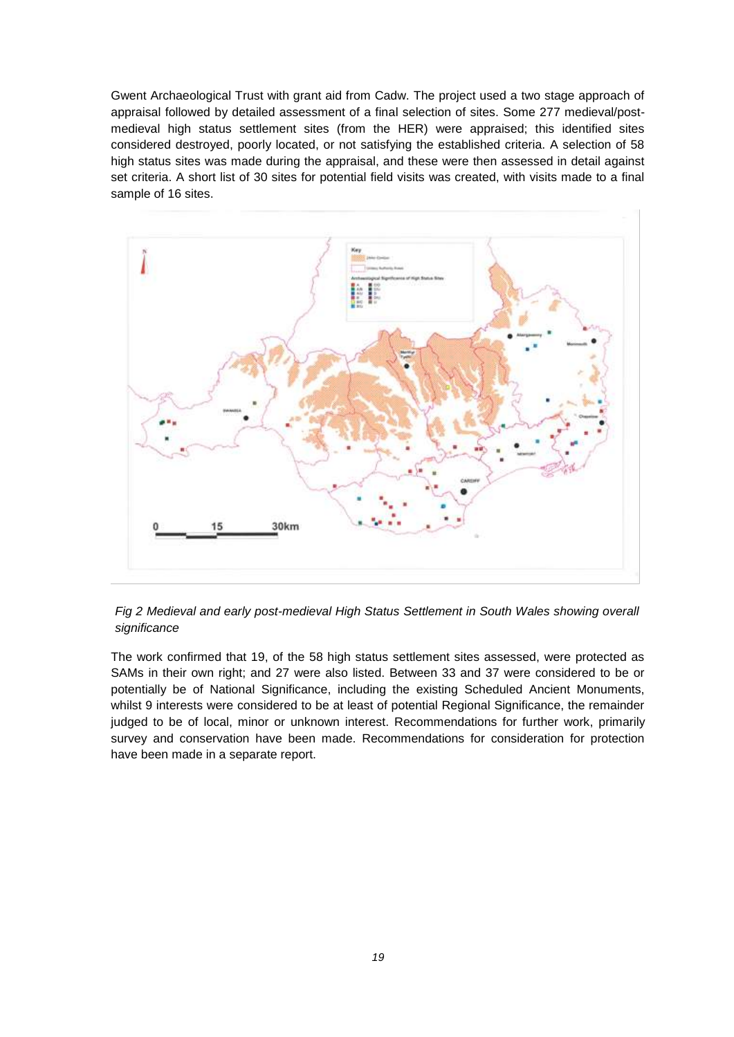Gwent Archaeological Trust with grant aid from Cadw. The project used a two stage approach of appraisal followed by detailed assessment of a final selection of sites. Some 277 medieval/post-medieval high status settlement sites (from the HER) were appraised; this identified sites considered destroyed, poorly located, or not satisfying the established criteria. A selection of 58 high status sites was made during the appraisal, and these were then assessed in detail against set criteria. A short list of 30 sites for potential field visits was created, with visits made to a final sample of 16 sites.

*Fig 2 Medieval and early post-medieval High Status Settlement in South Wales showing overall significance*

The work confirmed that 19, of the 58 high status settlement sites assessed, were protected as SAMs in their own right; and 27 were also listed. Between 33 and 37 were considered to be or potentially be of National Significance, including the existing Scheduled Ancient Monuments, whilst 9 interests were considered to be at least of potential Regional Significance, the remainder judged to be of local, minor or unknown interest. Recommendations for further work, primarily survey and conservation have been made. Recommendations for consideration for protection have been made in a separate report.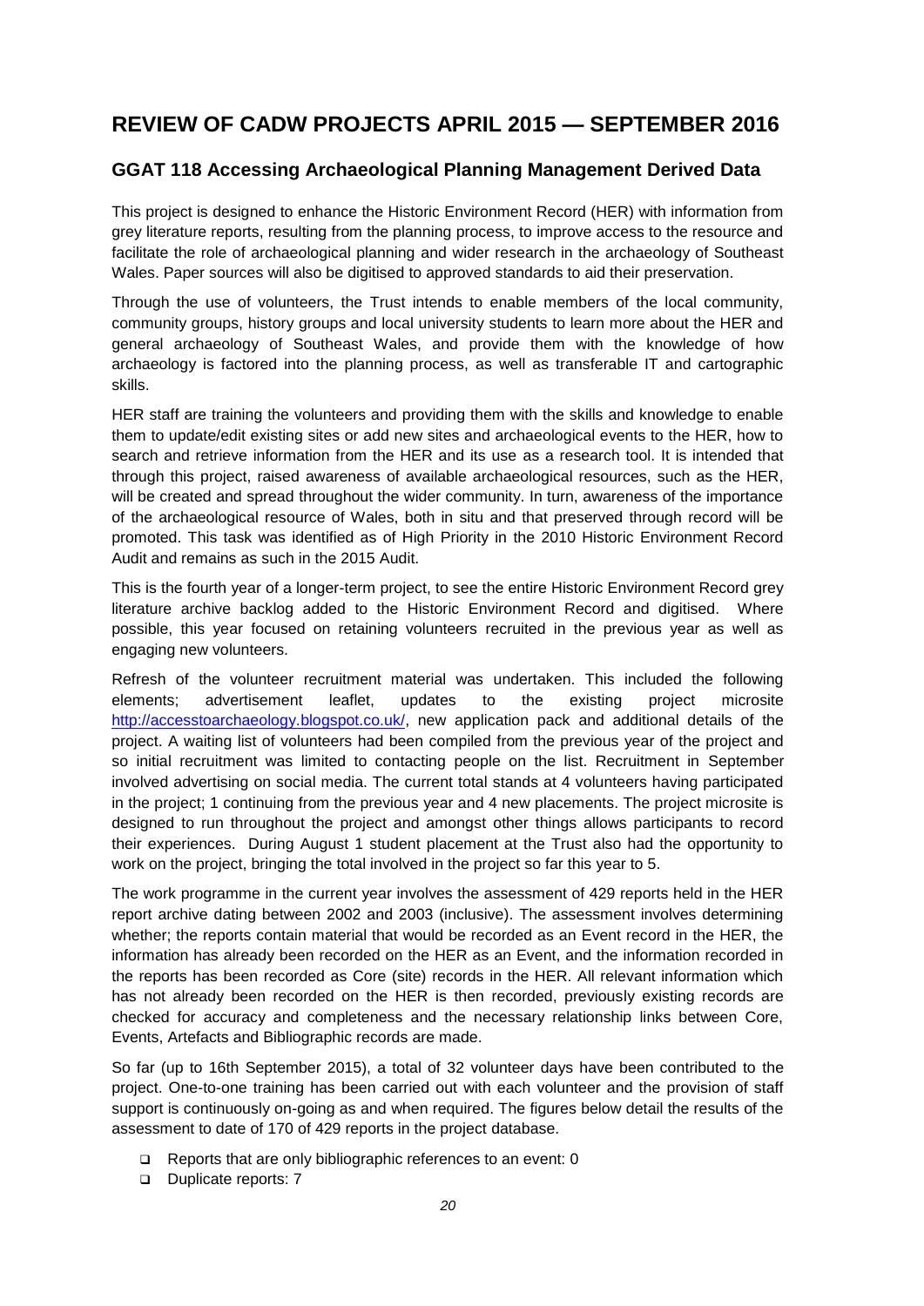# REVIEW OF CADW PROJECTS APRIL 2015 — SEPTEMBER 2016

## GGAT 118 Accessing Archaeological Planning Management Derived Data

This project is designed to enhance the Historic Environment Record (HER) with information from grey literature reports, resulting from the planning process, to improve access to the resource and facilitate the role of archaeological planning and wider research in the archaeology of Southeast Wales. Paper sources will also be digitised to approved standards to aid their preservation.

Through the use of volunteers, the Trust intends to enable members of the local community, community groups, history groups and local university students to learn more about the HER and general archaeology of Southeast Wales, and provide them with the knowledge of how archaeology is factored into the planning process, as well as transferable IT and cartographic skills.

HER staff are training the volunteers and providing them with the skills and knowledge to enable them to update/edit existing sites or add new sites and archaeological events to the HER, how to search and retrieve information from the HER and its use as a research tool. It is intended that through this project, raised awareness of available archaeological resources, such as the HER, will be created and spread throughout the wider community. In turn, awareness of the importance of the archaeological resource of Wales, both in situ and that preserved through record will be promoted. This task was identified as of High Priority in the 2010 Historic Environment Record Audit and remains as such in the 2015 Audit.

This is the fourth year of a longer-term project, to see the entire Historic Environment Record grey literature archive backlog added to the Historic Environment Record and digitised. Where possible, this year focused on retaining volunteers recruited in the previous year as well as engaging new volunteers.

Refresh of the volunteer recruitment material was undertaken. This included the following elements; advertisement leaflet, updates to the existing project microsite http://accesstoarchaeology.blogspot.co.uk/, new application pack and additional details of the project. A waiting list of volunteers had been compiled from the previous year of the project and so initial recruitment was limited to contacting people on the list. Recruitment in September involved advertising on social media. The current total stands at 4 volunteers having participated in the project; 1 continuing from the previous year and 4 new placements. The project microsite is designed to run throughout the project and amongst other things allows participants to record their experiences. During August 1 student placement at the Trust also had the opportunity to work on the project, bringing the total involved in the project so far this year to 5.

The work programme in the current year involves the assessment of 429 reports held in the HER report archive dating between 2002 and 2003 (inclusive). The assessment involves determining whether; the reports contain material that would be recorded as an Event record in the HER, the information has already been recorded on the HER as an Event, and the information recorded in the reports has been recorded as Core (site) records in the HER. All relevant information which has not already been recorded on the HER is then recorded, previously existing records are checked for accuracy and completeness and the necessary relationship links between Core, Events, Artefacts and Bibliographic records are made.

So far (up to 16th September 2015), a total of 32 volunteer days have been contributed to the project. One-to-one training has been carried out with each volunteer and the provision of staff support is continuously on-going as and when required. The figures below detail the results of the assessment to date of 170 of 429 reports in the project database.

- Reports that are only bibliographic references to an event: 0
- Duplicate reports: 7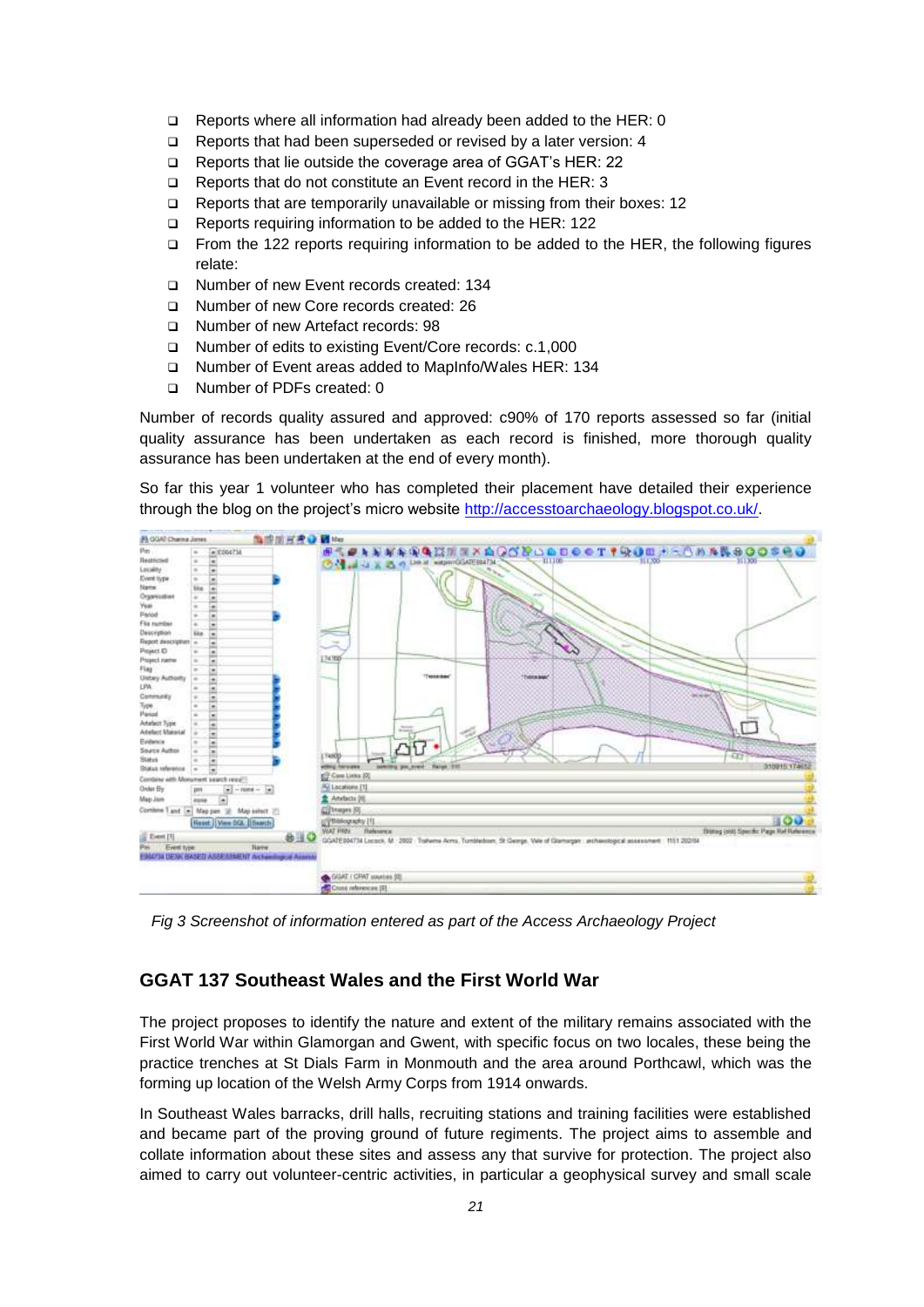- Reports where all information had already been added to the HER: 0
- Reports that had been superseded or revised by a later version: 4
- Reports that lie outside the coverage area of GGAT's HER: 22
- Reports that do not constitute an Event record in the HER: 3
- Reports that are temporarily unavailable or missing from their boxes: 12
- Reports requiring information to be added to the HER: 122
- From the 122 reports requiring information to be added to the HER, the following figures relate:
- Number of new Event records created: 134
- Number of new Core records created: 26
- Number of new Artefact records: 98
- Number of edits to existing Event/Core records: c.1,000
- Number of Event areas added to MapInfo/Wales HER: 134
- Number of PDFs created: 0

Number of records quality assured and approved: c90% of 170 reports assessed so far (initial quality assurance has been undertaken as each record is finished, more thorough quality assurance has been undertaken at the end of every month).

So far this year 1 volunteer who has completed their placement have detailed their experience through the blog on the project's micro website http://accesstoarchaeology.blogspot.co.uk/.

*Fig 3 Screenshot of information entered as part of the Access Archaeology Project*

## GGAT 137 Southeast Wales and the First World War

The project proposes to identify the nature and extent of the military remains associated with the First World War within Glamorgan and Gwent, with specific focus on two locales, these being the practice trenches at St Dials Farm in Monmouth and the area around Porthcawl, which was the forming up location of the Welsh Army Corps from 1914 onwards.

In Southeast Wales barracks, drill halls, recruiting stations and training facilities were established and became part of the proving ground of future regiments. The project aims to assemble and collate information about these sites and assess any that survive for protection. The project also aimed to carry out volunteer-centric activities, in particular a geophysical survey and small scale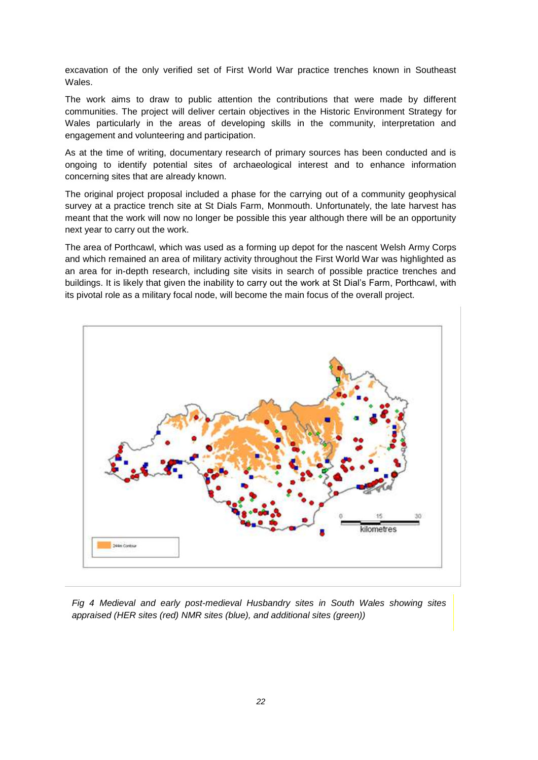excavation of the only verified set of First World War practice trenches known in Southeast Wales.

The work aims to draw to public attention the contributions that were made by different communities. The project will deliver certain objectives in the Historic Environment Strategy for Wales particularly in the areas of developing skills in the community, interpretation and engagement and volunteering and participation.

As at the time of writing, documentary research of primary sources has been conducted and is ongoing to identify potential sites of archaeological interest and to enhance information concerning sites that are already known.

The original project proposal included a phase for the carrying out of a community geophysical survey at a practice trench site at St Dials Farm, Monmouth. Unfortunately, the late harvest has meant that the work will now no longer be possible this year although there will be an opportunity next year to carry out the work.

The area of Porthcawl, which was used as a forming up depot for the nascent Welsh Army Corps and which remained an area of military activity throughout the First World War was highlighted as an area for in-depth research, including site visits in search of possible practice trenches and buildings. It is likely that given the inability to carry out the work at St Dial's Farm, Porthcawl, with its pivotal role as a military focal node, will become the main focus of the overall project.

*Fig 4 Medieval and early post-medieval Husbandry sites in South Wales showing sites appraised (HER sites (red) NMR sites (blue), and additional sites (green))*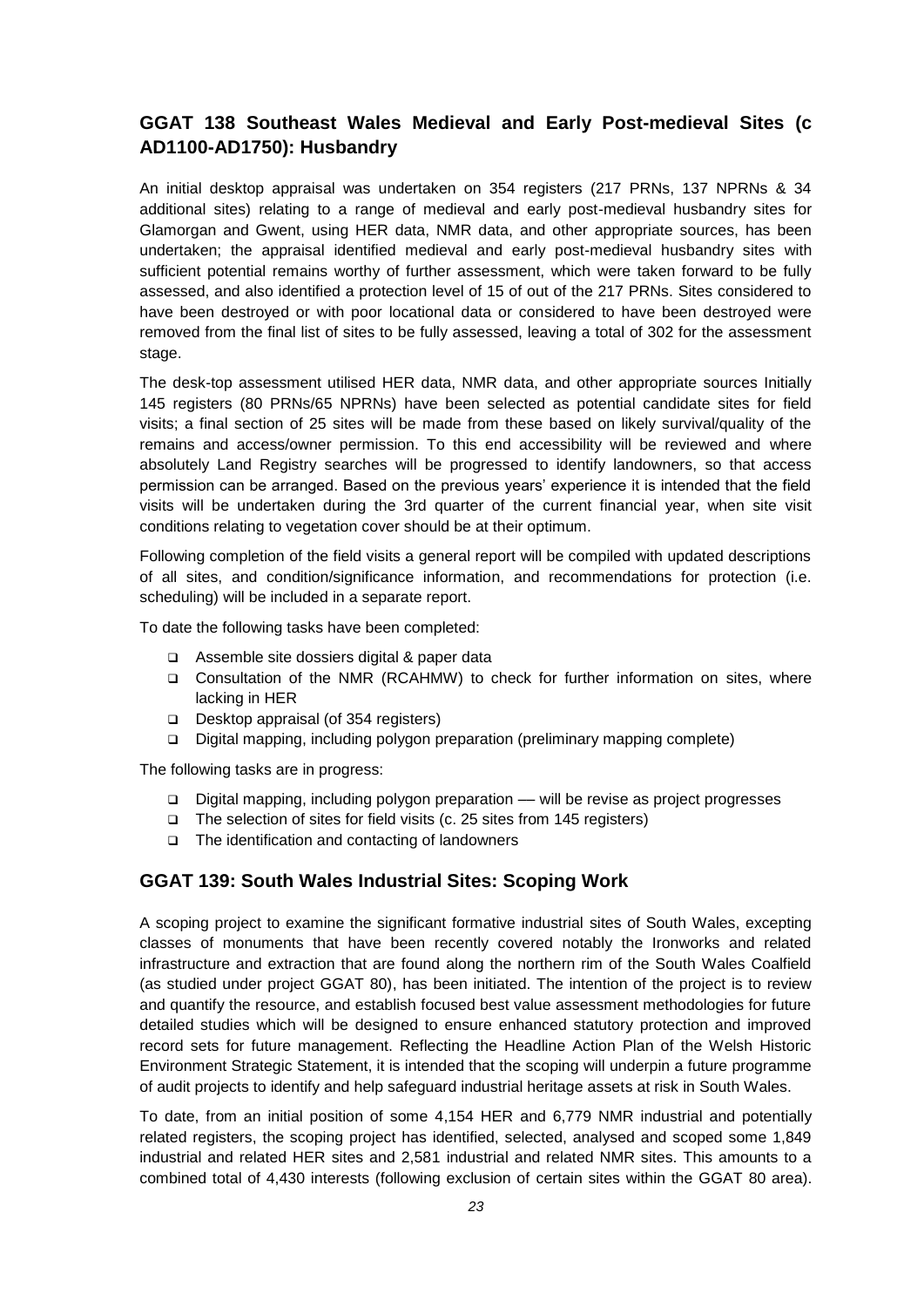## GGAT 138 Southeast Wales Medieval and Early Post-medieval Sites (c AD1100-AD1750): Husbandry

An initial desktop appraisal was undertaken on 354 registers (217 PRNs, 137 NPRNs & 34 additional sites) relating to a range of medieval and early post-medieval husbandry sites for Glamorgan and Gwent, using HER data, NMR data, and other appropriate sources, has been undertaken; the appraisal identified medieval and early post-medieval husbandry sites with sufficient potential remains worthy of further assessment, which were taken forward to be fully assessed, and also identified a protection level of 15 of out of the 217 PRNs. Sites considered to have been destroyed or with poor locational data or considered to have been destroyed were removed from the final list of sites to be fully assessed, leaving a total of 302 for the assessment stage.

The desk-top assessment utilised HER data, NMR data, and other appropriate sources Initially 145 registers (80 PRNs/65 NPRNs) have been selected as potential candidate sites for field visits; a final section of 25 sites will be made from these based on likely survival/quality of the remains and access/owner permission. To this end accessibility will be reviewed and where absolutely Land Registry searches will be progressed to identify landowners, so that access permission can be arranged. Based on the previous years' experience it is intended that the field visits will be undertaken during the 3rd quarter of the current financial year, when site visit conditions relating to vegetation cover should be at their optimum.

Following completion of the field visits a general report will be compiled with updated descriptions of all sites, and condition/significance information, and recommendations for protection (i.e. scheduling) will be included in a separate report.

To date the following tasks have been completed:

- Assemble site dossiers digital & paper data
- Consultation of the NMR (RCAHMW) to check for further information on sites, where lacking in HER
- Desktop appraisal (of 354 registers)
- Digital mapping, including polygon preparation (preliminary mapping complete)

The following tasks are in progress:

- Digital mapping, including polygon preparation — will be revise as project progresses
- The selection of sites for field visits (c. 25 sites from 145 registers)
- The identification and contacting of landowners

## GGAT 139: South Wales Industrial Sites: Scoping Work

A scoping project to examine the significant formative industrial sites of South Wales, excepting classes of monuments that have been recently covered notably the Ironworks and related infrastructure and extraction that are found along the northern rim of the South Wales Coalfield (as studied under project GGAT 80), has been initiated. The intention of the project is to review and quantify the resource, and establish focused best value assessment methodologies for future detailed studies which will be designed to ensure enhanced statutory protection and improved record sets for future management. Reflecting the Headline Action Plan of the Welsh Historic Environment Strategic Statement, it is intended that the scoping will underpin a future programme of audit projects to identify and help safeguard industrial heritage assets at risk in South Wales.

To date, from an initial position of some 4,154 HER and 6,779 NMR industrial and potentially related registers, the scoping project has identified, selected, analysed and scoped some 1,849 industrial and related HER sites and 2,581 industrial and related NMR sites. This amounts to a combined total of 4,430 interests (following exclusion of certain sites within the GGAT 80 area).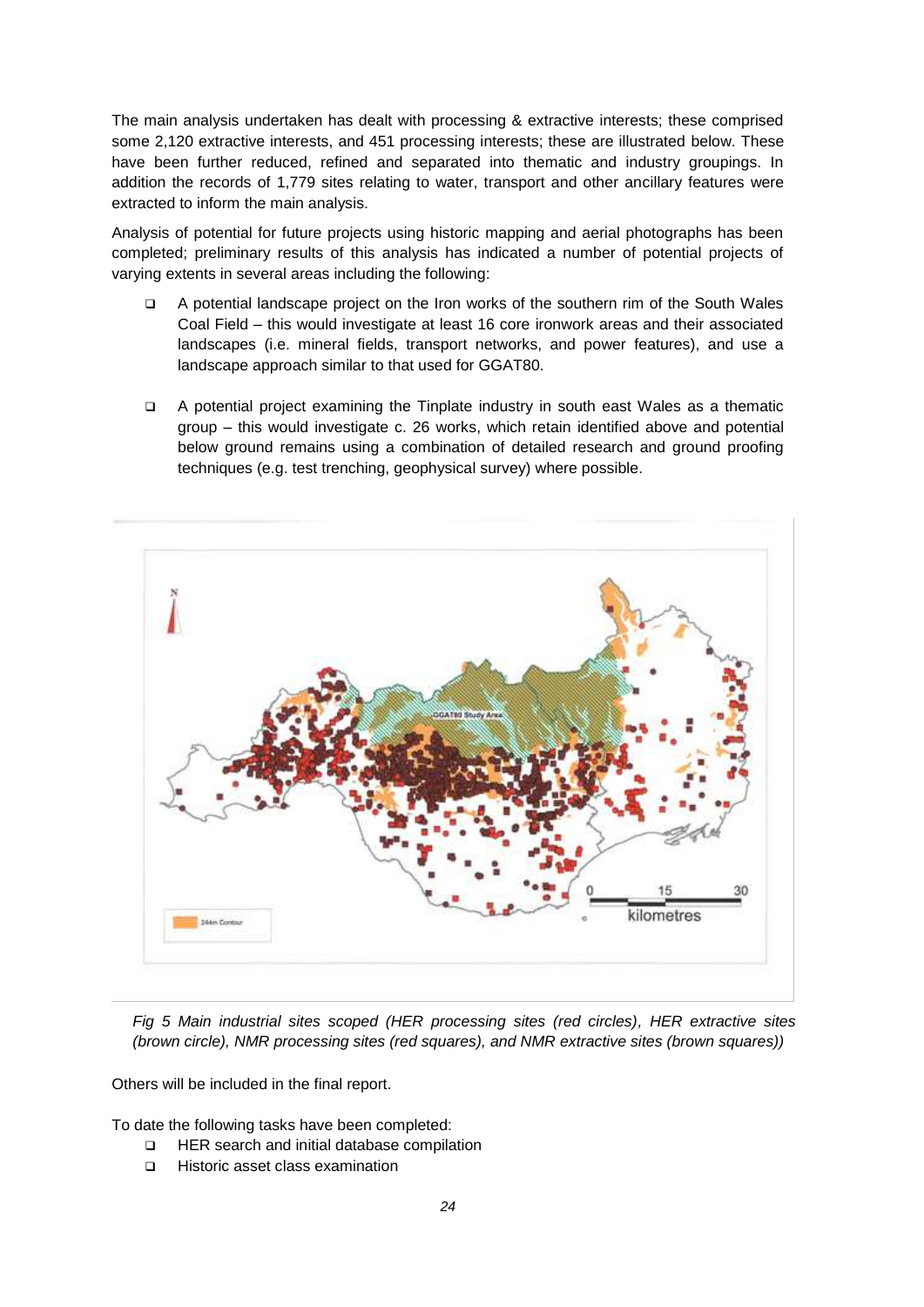The main analysis undertaken has dealt with processing & extractive interests; these comprised some 2,120 extractive interests, and 451 processing interests; these are illustrated below. These have been further reduced, refined and separated into thematic and industry groupings. In addition the records of 1,779 sites relating to water, transport and other ancillary features were extracted to inform the main analysis.

Analysis of potential for future projects using historic mapping and aerial photographs has been completed; preliminary results of this analysis has indicated a number of potential projects of varying extents in several areas including the following:

- A potential landscape project on the Iron works of the southern rim of the South Wales Coal Field – this would investigate at least 16 core ironwork areas and their associated landscapes (i.e. mineral fields, transport networks, and power features), and use a landscape approach similar to that used for GGAT80.

- A potential project examining the Tinplate industry in south east Wales as a thematic group – this would investigate c. 26 works, which retain identified above and potential below ground remains using a combination of detailed research and ground proofing techniques (e.g. test trenching, geophysical survey) where possible.

*Fig 5 Main industrial sites scoped (HER processing sites (red circles), HER extractive sites (brown circle), NMR processing sites (red squares), and NMR extractive sites (brown squares))*

Others will be included in the final report.

To date the following tasks have been completed:

- HER search and initial database compilation
- Historic asset class examination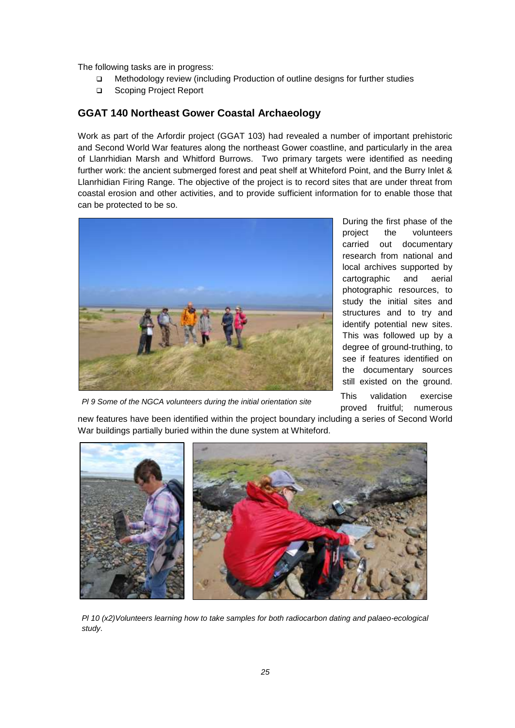The following tasks are in progress:

- Methodology review (including Production of outline designs for further studies
- Scoping Project Report

## GGAT 140 Northeast Gower Coastal Archaeology

Work as part of the Arfordir project (GGAT 103) had revealed a number of important prehistoric and Second World War features along the northeast Gower coastline, and particularly in the area of Llanrhidian Marsh and Whitford Burrows. Two primary targets were identified as needing further work: the ancient submerged forest and peat shelf at Whiteford Point, and the Burry Inlet & Llanrhidian Firing Range. The objective of the project is to record sites that are under threat from coastal erosion and other activities, and to provide sufficient information for to enable those that can be protected to be so.

*Pl 9 Some of the NGCA volunteers during the initial orientation site*

During the first phase of the project the volunteers carried out documentary research from national and local archives supported by cartographic and aerial photographic resources, to study the initial sites and structures and to try and identify potential new sites. This was followed up by a degree of ground-truthing, to see if features identified on the documentary sources still existed on the ground. This validation exercise proved fruitful; numerous new features have been identified within the project boundary including a series of Second World War buildings partially buried within the dune system at Whiteford.

*Pl 10 (x2)Volunteers learning how to take samples for both radiocarbon dating and palaeo-ecological study.*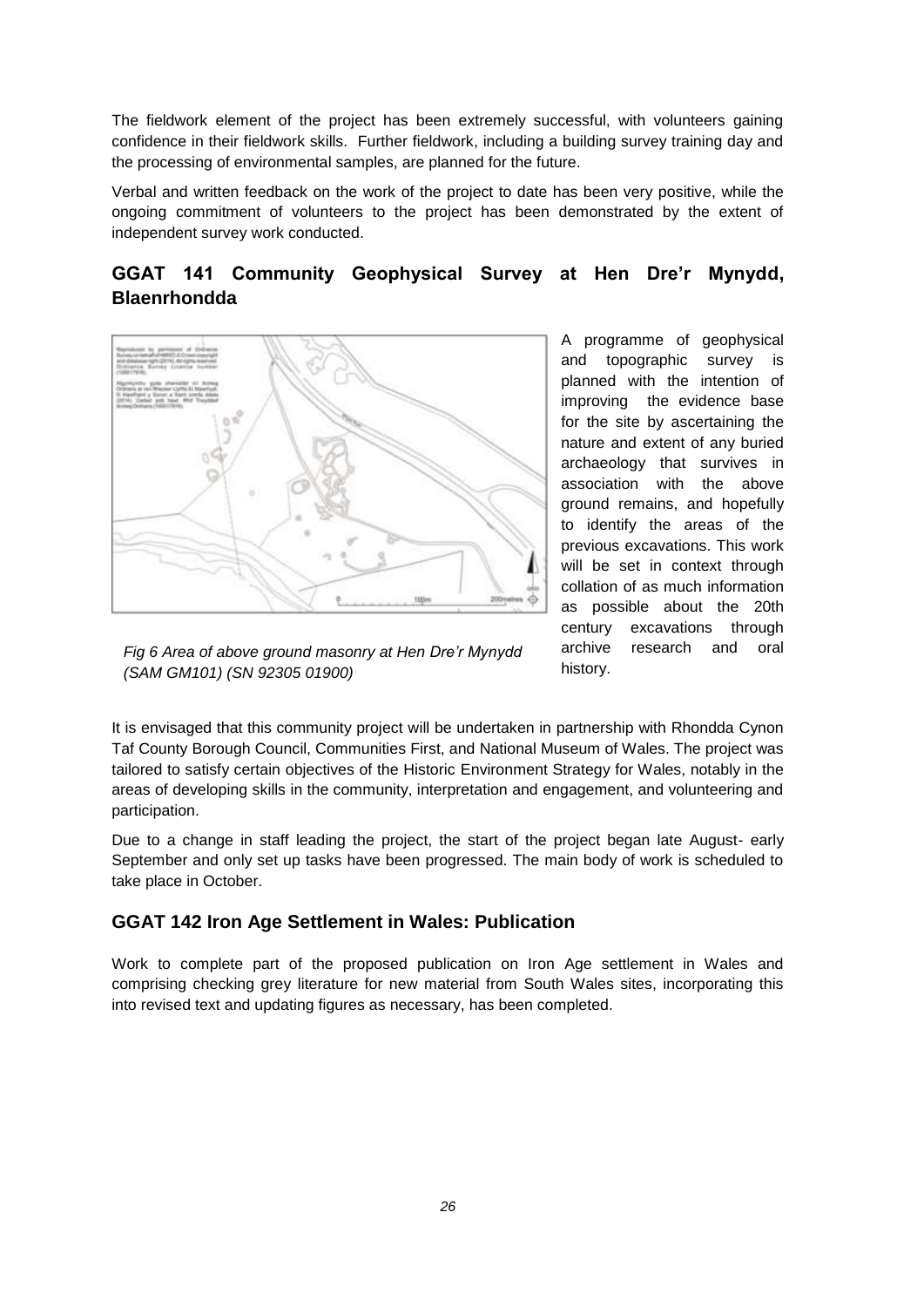The fieldwork element of the project has been extremely successful, with volunteers gaining confidence in their fieldwork skills. Further fieldwork, including a building survey training day and the processing of environmental samples, are planned for the future.

Verbal and written feedback on the work of the project to date has been very positive, while the ongoing commitment of volunteers to the project has been demonstrated by the extent of independent survey work conducted.

## GGAT 141 Community Geophysical Survey at Hen Dre'r Mynydd, Blaenrhondda

A programme of geophysical and topographic survey is planned with the intention of improving the evidence base for the site by ascertaining the nature and extent of any buried archaeology that survives in association with the above ground remains, and hopefully to identify the areas of the previous excavations. This work will be set in context through collation of as much information as possible about the 20th century excavations through archive research and oral history.

*Fig 6 Area of above ground masonry at Hen Dre'r Mynydd (SAM GM101) (SN 92305 01900)*

It is envisaged that this community project will be undertaken in partnership with Rhondda Cynon Taf County Borough Council, Communities First, and National Museum of Wales. The project was tailored to satisfy certain objectives of the Historic Environment Strategy for Wales, notably in the areas of developing skills in the community, interpretation and engagement, and volunteering and participation.

Due to a change in staff leading the project, the start of the project began late August- early September and only set up tasks have been progressed. The main body of work is scheduled to take place in October.

## GGAT 142 Iron Age Settlement in Wales: Publication

Work to complete part of the proposed publication on Iron Age settlement in Wales and comprising checking grey literature for new material from South Wales sites, incorporating this into revised text and updating figures as necessary, has been completed.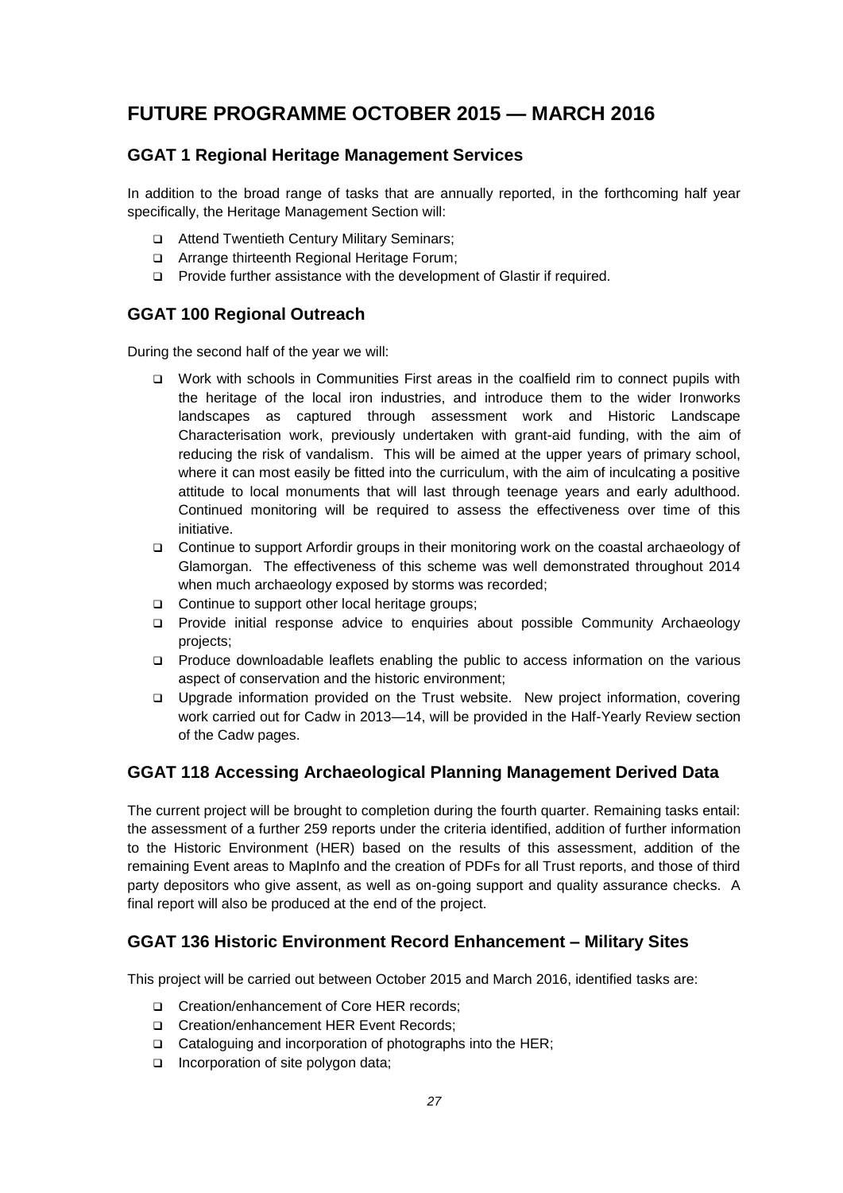# FUTURE PROGRAMME OCTOBER 2015 — MARCH 2016

## GGAT 1 Regional Heritage Management Services

In addition to the broad range of tasks that are annually reported, in the forthcoming half year specifically, the Heritage Management Section will:

- Attend Twentieth Century Military Seminars;
- Arrange thirteenth Regional Heritage Forum;
- Provide further assistance with the development of Glastir if required.

## GGAT 100 Regional Outreach

During the second half of the year we will:

- Work with schools in Communities First areas in the coalfield rim to connect pupils with the heritage of the local iron industries, and introduce them to the wider Ironworks landscapes as captured through assessment work and Historic Landscape Characterisation work, previously undertaken with grant-aid funding, with the aim of reducing the risk of vandalism. This will be aimed at the upper years of primary school, where it can most easily be fitted into the curriculum, with the aim of inculcating a positive attitude to local monuments that will last through teenage years and early adulthood. Continued monitoring will be required to assess the effectiveness over time of this initiative.
- Continue to support Arfordir groups in their monitoring work on the coastal archaeology of Glamorgan. The effectiveness of this scheme was well demonstrated throughout 2014 when much archaeology exposed by storms was recorded;
- Continue to support other local heritage groups;
- Provide initial response advice to enquiries about possible Community Archaeology projects;
- Produce downloadable leaflets enabling the public to access information on the various aspect of conservation and the historic environment;
- Upgrade information provided on the Trust website. New project information, covering work carried out for Cadw in 2013—14, will be provided in the Half-Yearly Review section of the Cadw pages.

## GGAT 118 Accessing Archaeological Planning Management Derived Data

The current project will be brought to completion during the fourth quarter. Remaining tasks entail: the assessment of a further 259 reports under the criteria identified, addition of further information to the Historic Environment (HER) based on the results of this assessment, addition of the remaining Event areas to MapInfo and the creation of PDFs for all Trust reports, and those of third party depositors who give assent, as well as on-going support and quality assurance checks. A final report will also be produced at the end of the project.

## GGAT 136 Historic Environment Record Enhancement – Military Sites

This project will be carried out between October 2015 and March 2016, identified tasks are:

- Creation/enhancement of Core HER records;
- Creation/enhancement HER Event Records;
- Cataloguing and incorporation of photographs into the HER;
- Incorporation of site polygon data;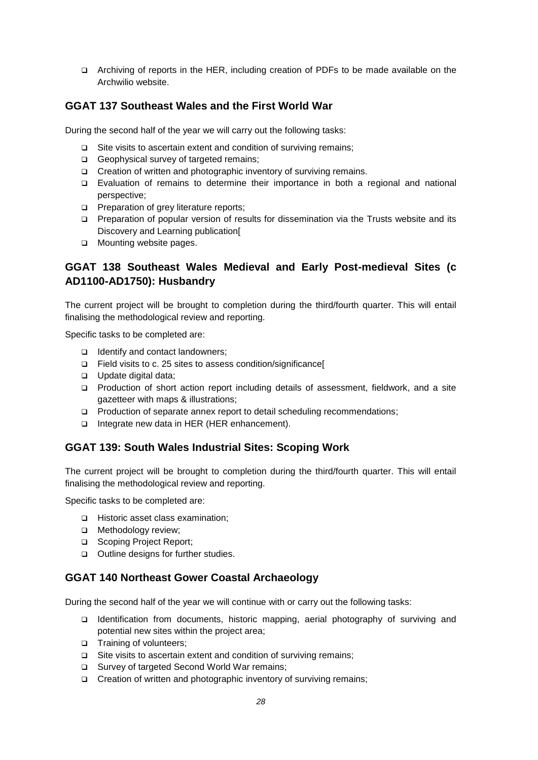- Archiving of reports in the HER, including creation of PDFs to be made available on the Archwilio website.

## GGAT 137 Southeast Wales and the First World War

During the second half of the year we will carry out the following tasks:

- Site visits to ascertain extent and condition of surviving remains;
- Geophysical survey of targeted remains;
- Creation of written and photographic inventory of surviving remains.
- Evaluation of remains to determine their importance in both a regional and national perspective;
- Preparation of grey literature reports;
- Preparation of popular version of results for dissemination via the Trusts website and its Discovery and Learning publication[
- Mounting website pages.

## GGAT 138 Southeast Wales Medieval and Early Post-medieval Sites (c AD1100-AD1750): Husbandry

The current project will be brought to completion during the third/fourth quarter. This will entail finalising the methodological review and reporting.

Specific tasks to be completed are:

- Identify and contact landowners;
- Field visits to c. 25 sites to assess condition/significance[
- Update digital data;
- Production of short action report including details of assessment, fieldwork, and a site gazetteer with maps & illustrations;
- Production of separate annex report to detail scheduling recommendations;
- Integrate new data in HER (HER enhancement).

## GGAT 139: South Wales Industrial Sites: Scoping Work

The current project will be brought to completion during the third/fourth quarter. This will entail finalising the methodological review and reporting.

Specific tasks to be completed are:

- Historic asset class examination;
- Methodology review;
- Scoping Project Report;
- Outline designs for further studies.

## GGAT 140 Northeast Gower Coastal Archaeology

During the second half of the year we will continue with or carry out the following tasks:

- Identification from documents, historic mapping, aerial photography of surviving and potential new sites within the project area;
- Training of volunteers;
- Site visits to ascertain extent and condition of surviving remains;
- Survey of targeted Second World War remains;
- Creation of written and photographic inventory of surviving remains;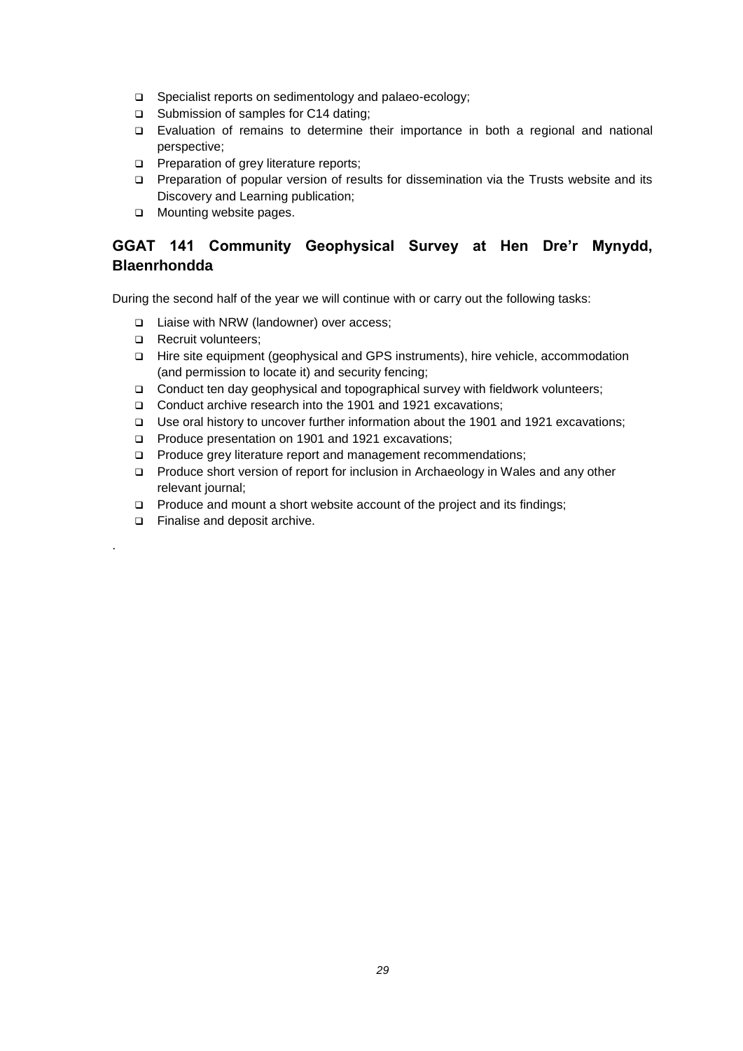- Specialist reports on sedimentology and palaeo-ecology;
- Submission of samples for C14 dating;
- Evaluation of remains to determine their importance in both a regional and national perspective;
- Preparation of grey literature reports;
- Preparation of popular version of results for dissemination via the Trusts website and its Discovery and Learning publication;
- Mounting website pages.

## GGAT 141 Community Geophysical Survey at Hen Dre'r Mynydd, Blaenrhondda

During the second half of the year we will continue with or carry out the following tasks:

- Liaise with NRW (landowner) over access;
- Recruit volunteers;
- Hire site equipment (geophysical and GPS instruments), hire vehicle, accommodation (and permission to locate it) and security fencing;
- Conduct ten day geophysical and topographical survey with fieldwork volunteers;
- Conduct archive research into the 1901 and 1921 excavations;
- Use oral history to uncover further information about the 1901 and 1921 excavations;
- Produce presentation on 1901 and 1921 excavations;
- Produce grey literature report and management recommendations;
- Produce short version of report for inclusion in Archaeology in Wales and any other relevant journal;
- Produce and mount a short website account of the project and its findings;
- Finalise and deposit archive.

.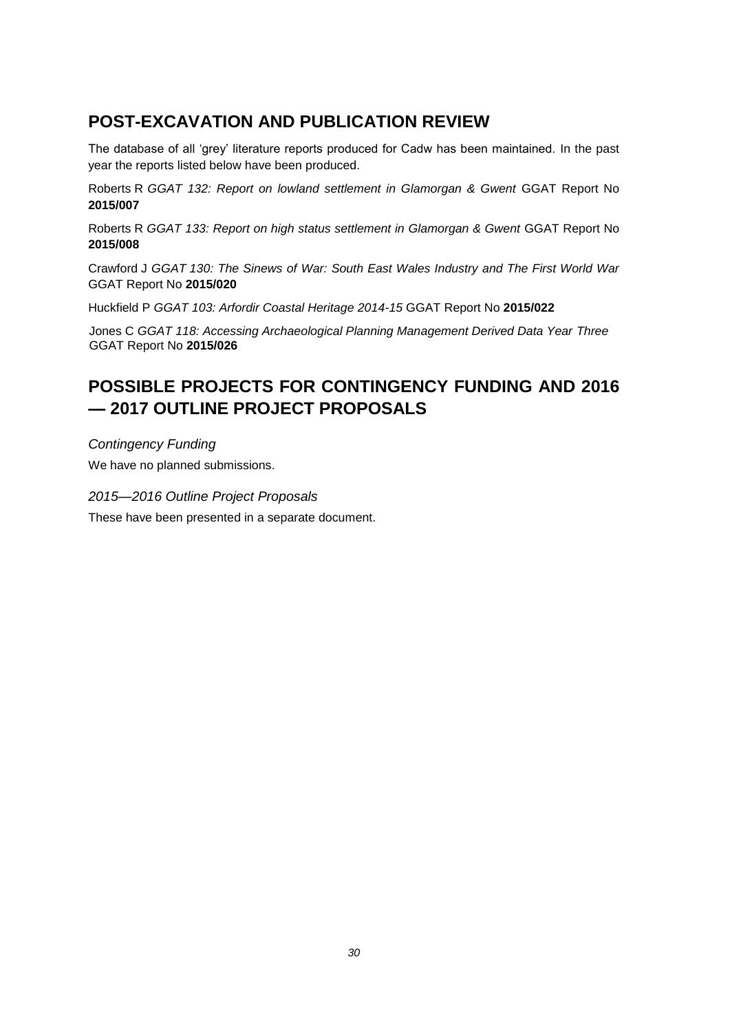## POST-EXCAVATION AND PUBLICATION REVIEW

The database of all 'grey' literature reports produced for Cadw has been maintained. In the past year the reports listed below have been produced.

Roberts R *GGAT 132: Report on lowland settlement in Glamorgan & Gwent* GGAT Report No **2015/007**

Roberts R *GGAT 133: Report on high status settlement in Glamorgan & Gwent* GGAT Report No **2015/008**

Crawford J *GGAT 130: The Sinews of War: South East Wales Industry and The First World War* GGAT Report No **2015/020**

Huckfield P *GGAT 103: Arfordir Coastal Heritage 2014-15* GGAT Report No **2015/022**

Jones C *GGAT 118: Accessing Archaeological Planning Management Derived Data Year Three* GGAT Report No **2015/026**

## POSSIBLE PROJECTS FOR CONTINGENCY FUNDING AND 2016 — 2017 OUTLINE PROJECT PROPOSALS

*Contingency Funding*

We have no planned submissions.

*2015—2016 Outline Project Proposals*

These have been presented in a separate document.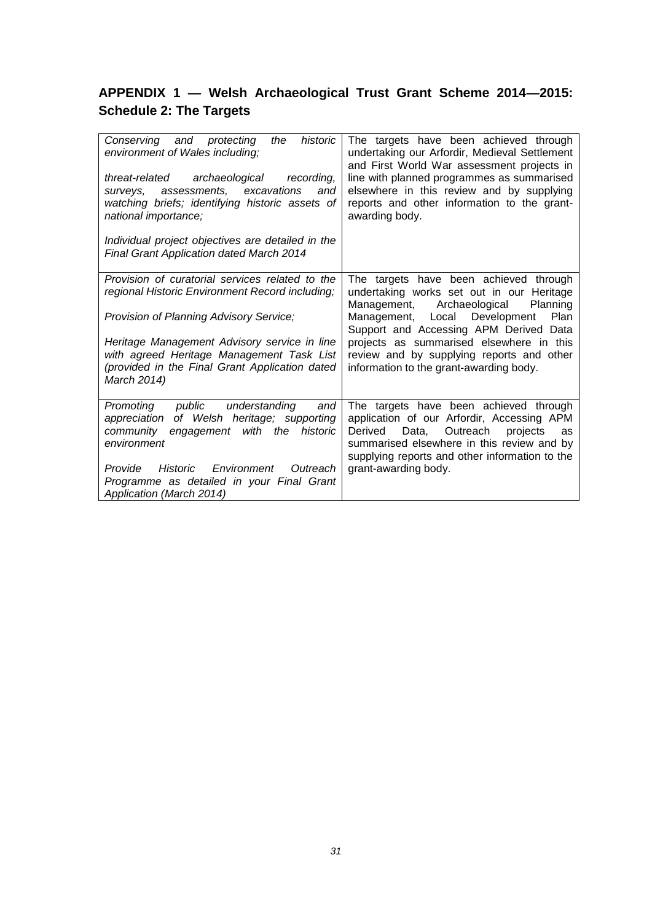## APPENDIX 1 — Welsh Archaeological Trust Grant Scheme 2014—2015: Schedule 2: The Targets

| | |
|---|---|
| *Conserving and protecting the historic environment of Wales including;*<br><br>*threat-related archaeological recording, surveys, assessments, excavations and watching briefs; identifying historic assets of national importance;*<br><br>*Individual project objectives are detailed in the Final Grant Application dated March 2014* | The targets have been achieved through undertaking our Arfordir, Medieval Settlement and First World War assessment projects in line with planned programmes as summarised elsewhere in this review and by supplying reports and other information to the grant-awarding body. |
| *Provision of curatorial services related to the regional Historic Environment Record including;*<br><br>*Provision of Planning Advisory Service;*<br><br>*Heritage Management Advisory service in line with agreed Heritage Management Task List (provided in the Final Grant Application dated March 2014)* | The targets have been achieved through undertaking works set out in our Heritage Management, Archaeological Planning Management, Local Development Plan Support and Accessing APM Derived Data projects as summarised elsewhere in this review and by supplying reports and other information to the grant-awarding body. |
| *Promoting public understanding and appreciation of Welsh heritage; supporting community engagement with the historic environment*<br><br>*Provide Historic Environment Outreach Programme as detailed in your Final Grant Application (March 2014)* | The targets have been achieved through application of our Arfordir, Accessing APM Derived Data, Outreach projects as summarised elsewhere in this review and by supplying reports and other information to the grant-awarding body. |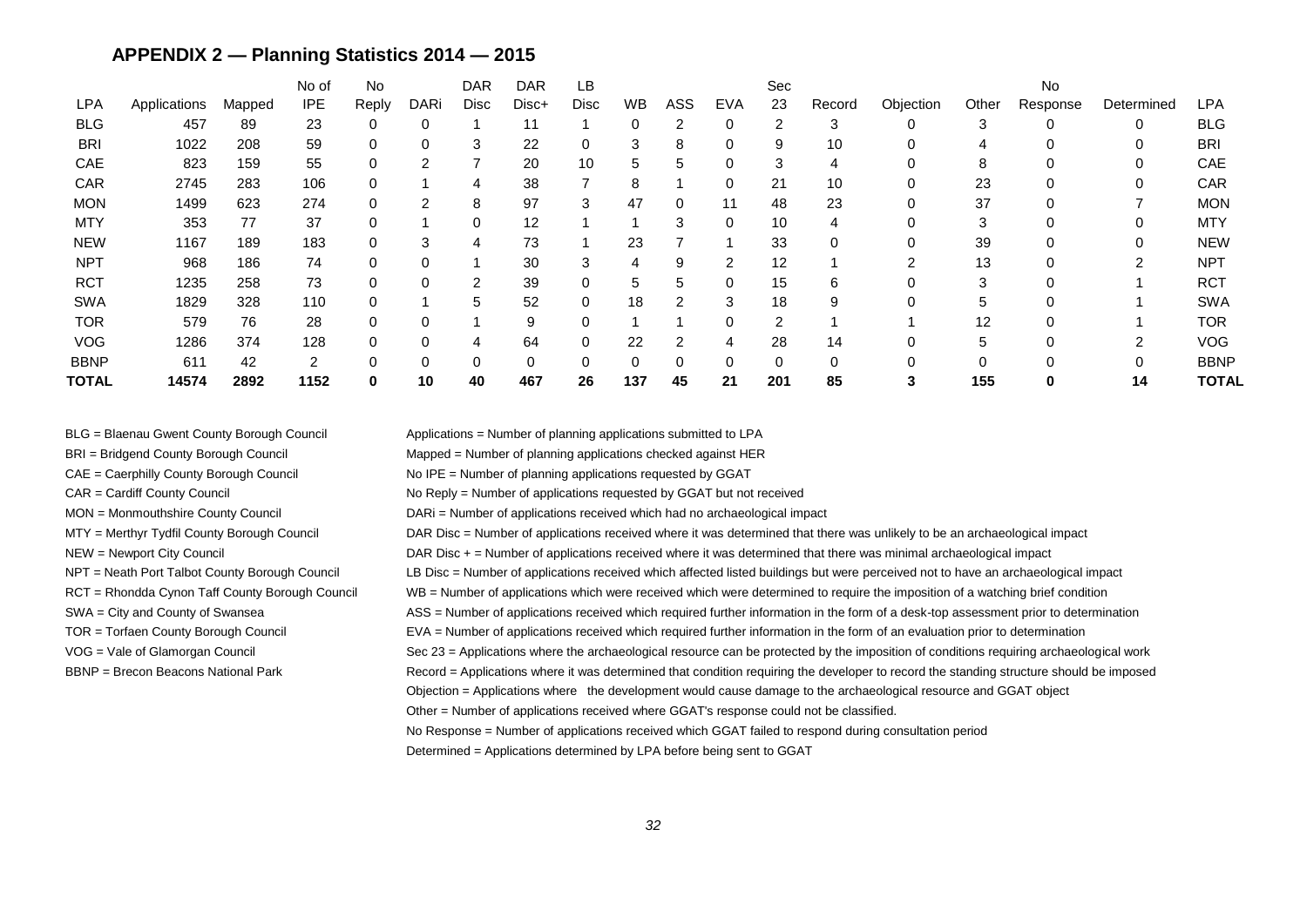## APPENDIX 2 — Planning Statistics 2014 — 2015

| LPA | Applications | Mapped | No of IPE | No Reply | DARi | DAR Disc | DAR Disc+ | LB Disc | WB | ASS | EVA | Sec 23 | Record | Objection | Other | No Response | Determined | LPA |
|---|---|---|---|---|---|---|---|---|---|---|---|---|---|---|---|---|---|---|
| BLG | 457 | 89 | 23 | 0 | 0 | 1 | 11 | 1 | 0 | 2 | 0 | 2 | 3 | 0 | 3 | 0 | 0 | BLG |
| BRI | 1022 | 208 | 59 | 0 | 0 | 3 | 22 | 0 | 3 | 8 | 0 | 9 | 10 | 0 | 4 | 0 | 0 | BRI |
| CAE | 823 | 159 | 55 | 0 | 2 | 7 | 20 | 10 | 5 | 5 | 0 | 3 | 4 | 0 | 8 | 0 | 0 | CAE |
| CAR | 2745 | 283 | 106 | 0 | 1 | 4 | 38 | 7 | 8 | 1 | 0 | 21 | 10 | 0 | 23 | 0 | 0 | CAR |
| MON | 1499 | 623 | 274 | 0 | 2 | 8 | 97 | 3 | 47 | 0 | 11 | 48 | 23 | 0 | 37 | 0 | 7 | MON |
| MTY | 353 | 77 | 37 | 0 | 1 | 0 | 12 | 1 | 1 | 3 | 0 | 10 | 4 | 0 | 3 | 0 | 0 | MTY |
| NEW | 1167 | 189 | 183 | 0 | 3 | 4 | 73 | 1 | 23 | 7 | 1 | 33 | 0 | 0 | 39 | 0 | 0 | NEW |
| NPT | 968 | 186 | 74 | 0 | 0 | 1 | 30 | 3 | 4 | 9 | 2 | 12 | 1 | 2 | 13 | 0 | 2 | NPT |
| RCT | 1235 | 258 | 73 | 0 | 0 | 2 | 39 | 0 | 5 | 5 | 0 | 15 | 6 | 0 | 3 | 0 | 1 | RCT |
| SWA | 1829 | 328 | 110 | 0 | 1 | 5 | 52 | 0 | 18 | 2 | 3 | 18 | 9 | 0 | 5 | 0 | 1 | SWA |
| TOR | 579 | 76 | 28 | 0 | 0 | 1 | 9 | 0 | 1 | 1 | 0 | 2 | 1 | 1 | 12 | 0 | 1 | TOR |
| VOG | 1286 | 374 | 128 | 0 | 0 | 4 | 64 | 0 | 22 | 2 | 4 | 28 | 14 | 0 | 5 | 0 | 2 | VOG |
| BBNP | 611 | 42 | 2 | 0 | 0 | 0 | 0 | 0 | 0 | 0 | 0 | 0 | 0 | 0 | 0 | 0 | 0 | BBNP |
| **TOTAL** | **14574** | **2892** | **1152** | **0** | **10** | **40** | **467** | **26** | **137** | **45** | **21** | **201** | **85** | **3** | **155** | **0** | **14** | **TOTAL** |

BLG = Blaenau Gwent County Borough Council
BRI = Bridgend County Borough Council
CAE = Caerphilly County Borough Council
CAR = Cardiff County Council
MON = Monmouthshire County Council
MTY = Merthyr Tydfil County Borough Council
NEW = Newport City Council
NPT = Neath Port Talbot County Borough Council
RCT = Rhondda Cynon Taff County Borough Council
SWA = City and County of Swansea
TOR = Torfaen County Borough Council
VOG = Vale of Glamorgan Council
BBNP = Brecon Beacons National Park

Applications = Number of planning applications submitted to LPA
Mapped = Number of planning applications checked against HER
No IPE = Number of planning applications requested by GGAT
No Reply = Number of applications requested by GGAT but not received
DARi = Number of applications received which had no archaeological impact
DAR Disc = Number of applications received where it was determined that there was unlikely to be an archaeological impact
DAR Disc + = Number of applications received where it was determined that there was minimal archaeological impact
LB Disc = Number of applications received which affected listed buildings but were perceived not to have an archaeological impact
WB = Number of applications which were received which were determined to require the imposition of a watching brief condition
ASS = Number of applications received which required further information in the form of a desk-top assessment prior to determination
EVA = Number of applications received which required further information in the form of an evaluation prior to determination
Sec 23 = Applications where the archaeological resource can be protected by the imposition of conditions requiring archaeological work
Record = Applications where it was determined that condition requiring the developer to record the standing structure should be imposed
Objection = Applications where the development would cause damage to the archaeological resource and GGAT object
Other = Number of applications received where GGAT's response could not be classified.
No Response = Number of applications received which GGAT failed to respond during consultation period
Determined = Applications determined by LPA before being sent to GGAT